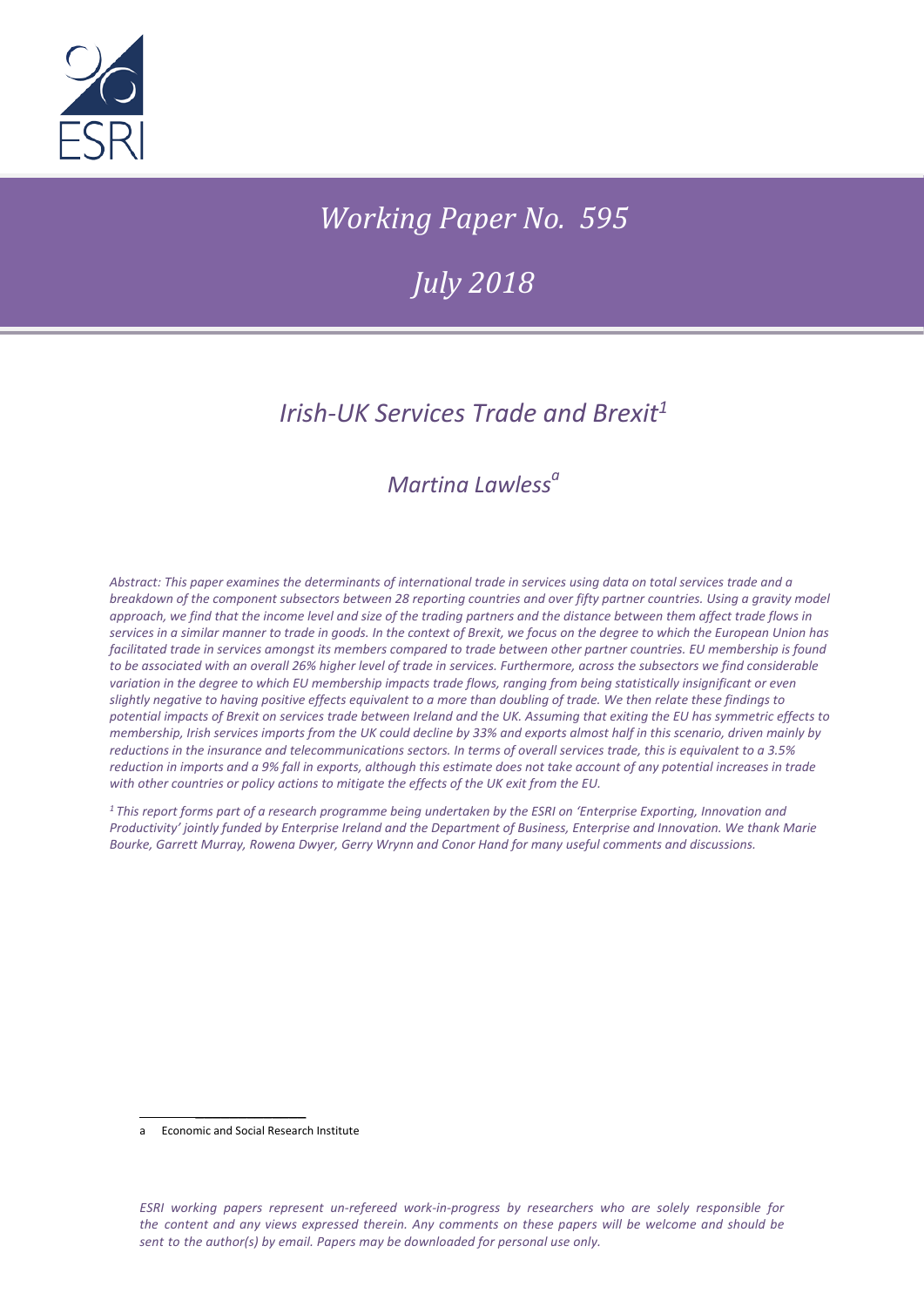ESRI

*Working Paper No. 595*

*July 2018*

# *Irish-UK Services Trade and Brexit*[1]

## *Martina Lawless*[a]

*Abstract: This paper examines the determinants of international trade in services using data on total services trade and a breakdown of the component subsectors between 28 reporting countries and over fifty partner countries. Using a gravity model approach, we find that the income level and size of the trading partners and the distance between them affect trade flows in services in a similar manner to trade in goods. In the context of Brexit, we focus on the degree to which the European Union has facilitated trade in services amongst its members compared to trade between other partner countries. EU membership is found to be associated with an overall 26% higher level of trade in services. Furthermore, across the subsectors we find considerable variation in the degree to which EU membership impacts trade flows, ranging from being statistically insignificant or even slightly negative to having positive effects equivalent to a more than doubling of trade. We then relate these findings to potential impacts of Brexit on services trade between Ireland and the UK. Assuming that exiting the EU has symmetric effects to membership, Irish services imports from the UK could decline by 33% and exports almost half in this scenario, driven mainly by reductions in the insurance and telecommunications sectors. In terms of overall services trade, this is equivalent to a 3.5% reduction in imports and a 9% fall in exports, although this estimate does not take account of any potential increases in trade with other countries or policy actions to mitigate the effects of the UK exit from the EU.*

*[1] This report forms part of a research programme being undertaken by the ESRI on 'Enterprise Exporting, Innovation and Productivity' jointly funded by Enterprise Ireland and the Department of Business, Enterprise and Innovation. We thank Marie Bourke, Garrett Murray, Rowena Dwyer, Gerry Wrynn and Conor Hand for many useful comments and discussions.*

a Economic and Social Research Institute

*ESRI working papers represent un-refereed work-in-progress by researchers who are solely responsible for the content and any views expressed therein. Any comments on these papers will be welcome and should be sent to the author(s) by email. Papers may be downloaded for personal use only.*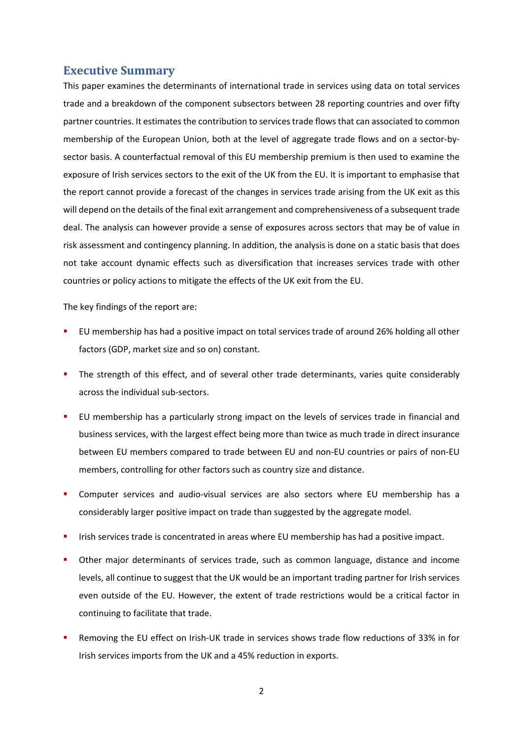## Executive Summary

This paper examines the determinants of international trade in services using data on total services trade and a breakdown of the component subsectors between 28 reporting countries and over fifty partner countries. It estimates the contribution to services trade flows that can associated to common membership of the European Union, both at the level of aggregate trade flows and on a sector-by-sector basis. A counterfactual removal of this EU membership premium is then used to examine the exposure of Irish services sectors to the exit of the UK from the EU. It is important to emphasise that the report cannot provide a forecast of the changes in services trade arising from the UK exit as this will depend on the details of the final exit arrangement and comprehensiveness of a subsequent trade deal. The analysis can however provide a sense of exposures across sectors that may be of value in risk assessment and contingency planning. In addition, the analysis is done on a static basis that does not take account dynamic effects such as diversification that increases services trade with other countries or policy actions to mitigate the effects of the UK exit from the EU.

The key findings of the report are:

- EU membership has had a positive impact on total services trade of around 26% holding all other factors (GDP, market size and so on) constant.
- The strength of this effect, and of several other trade determinants, varies quite considerably across the individual sub-sectors.
- EU membership has a particularly strong impact on the levels of services trade in financial and business services, with the largest effect being more than twice as much trade in direct insurance between EU members compared to trade between EU and non-EU countries or pairs of non-EU members, controlling for other factors such as country size and distance.
- Computer services and audio-visual services are also sectors where EU membership has a considerably larger positive impact on trade than suggested by the aggregate model.
- Irish services trade is concentrated in areas where EU membership has had a positive impact.
- Other major determinants of services trade, such as common language, distance and income levels, all continue to suggest that the UK would be an important trading partner for Irish services even outside of the EU. However, the extent of trade restrictions would be a critical factor in continuing to facilitate that trade.
- Removing the EU effect on Irish-UK trade in services shows trade flow reductions of 33% in for Irish services imports from the UK and a 45% reduction in exports.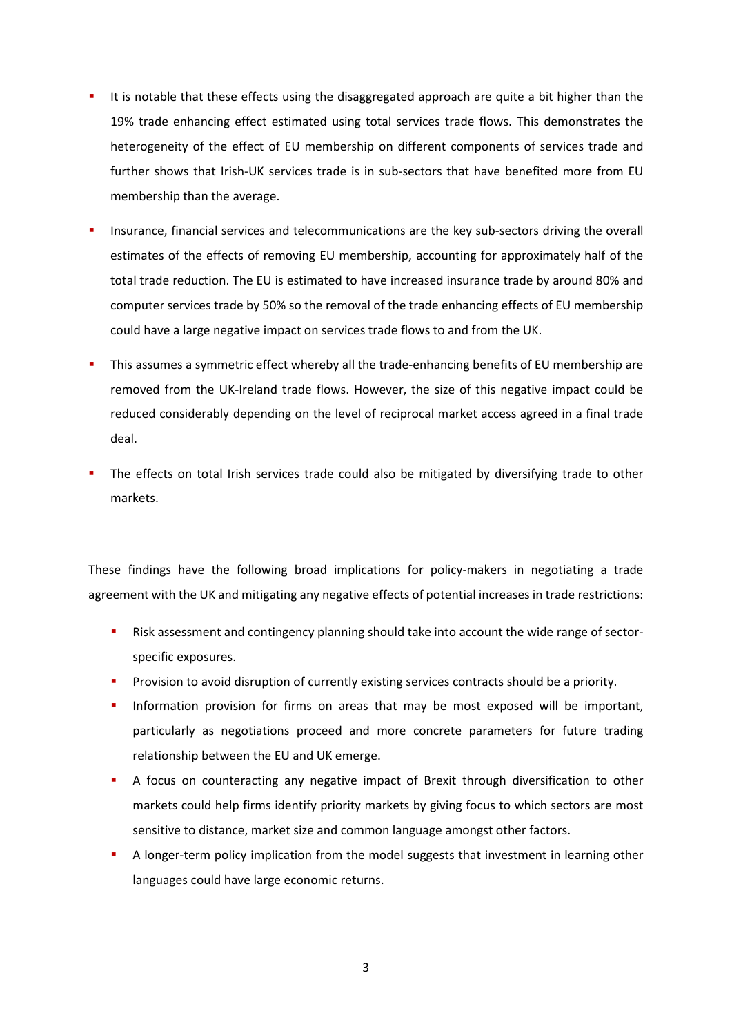- It is notable that these effects using the disaggregated approach are quite a bit higher than the 19% trade enhancing effect estimated using total services trade flows. This demonstrates the heterogeneity of the effect of EU membership on different components of services trade and further shows that Irish-UK services trade is in sub-sectors that have benefited more from EU membership than the average.
- Insurance, financial services and telecommunications are the key sub-sectors driving the overall estimates of the effects of removing EU membership, accounting for approximately half of the total trade reduction. The EU is estimated to have increased insurance trade by around 80% and computer services trade by 50% so the removal of the trade enhancing effects of EU membership could have a large negative impact on services trade flows to and from the UK.
- This assumes a symmetric effect whereby all the trade-enhancing benefits of EU membership are removed from the UK-Ireland trade flows. However, the size of this negative impact could be reduced considerably depending on the level of reciprocal market access agreed in a final trade deal.
- The effects on total Irish services trade could also be mitigated by diversifying trade to other markets.

These findings have the following broad implications for policy-makers in negotiating a trade agreement with the UK and mitigating any negative effects of potential increases in trade restrictions:

- Risk assessment and contingency planning should take into account the wide range of sector-specific exposures.
- Provision to avoid disruption of currently existing services contracts should be a priority.
- Information provision for firms on areas that may be most exposed will be important, particularly as negotiations proceed and more concrete parameters for future trading relationship between the EU and UK emerge.
- A focus on counteracting any negative impact of Brexit through diversification to other markets could help firms identify priority markets by giving focus to which sectors are most sensitive to distance, market size and common language amongst other factors.
- A longer-term policy implication from the model suggests that investment in learning other languages could have large economic returns.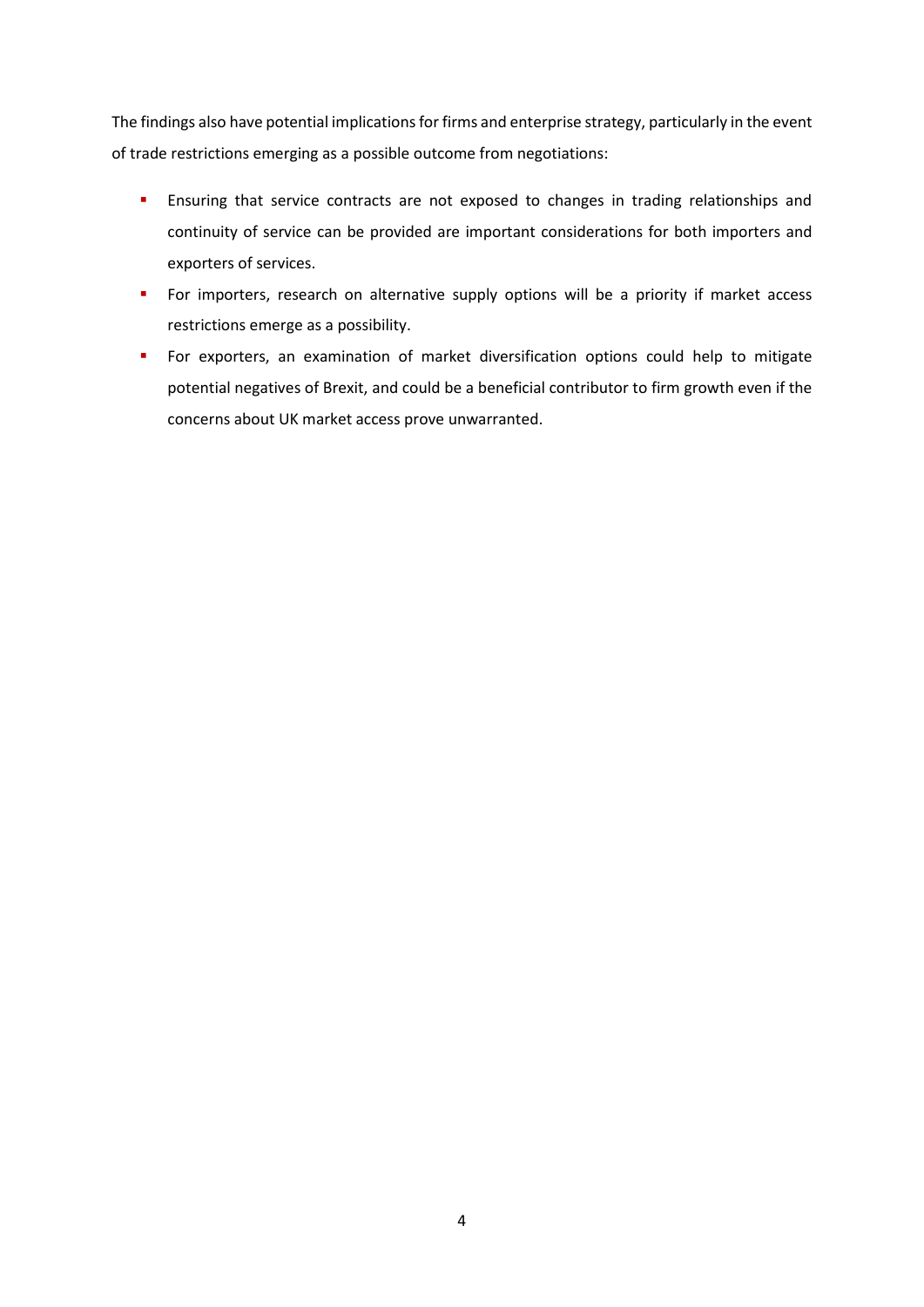The findings also have potential implications for firms and enterprise strategy, particularly in the event of trade restrictions emerging as a possible outcome from negotiations:

- Ensuring that service contracts are not exposed to changes in trading relationships and continuity of service can be provided are important considerations for both importers and exporters of services.
- For importers, research on alternative supply options will be a priority if market access restrictions emerge as a possibility.
- For exporters, an examination of market diversification options could help to mitigate potential negatives of Brexit, and could be a beneficial contributor to firm growth even if the concerns about UK market access prove unwarranted.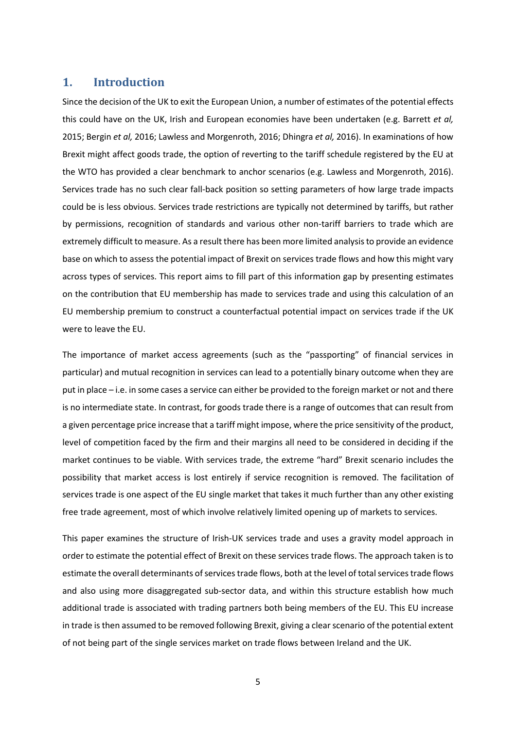## 1. Introduction

Since the decision of the UK to exit the European Union, a number of estimates of the potential effects this could have on the UK, Irish and European economies have been undertaken (e.g. Barrett *et al,* 2015; Bergin *et al,* 2016; Lawless and Morgenroth, 2016; Dhingra *et al,* 2016). In examinations of how Brexit might affect goods trade, the option of reverting to the tariff schedule registered by the EU at the WTO has provided a clear benchmark to anchor scenarios (e.g. Lawless and Morgenroth, 2016). Services trade has no such clear fall-back position so setting parameters of how large trade impacts could be is less obvious. Services trade restrictions are typically not determined by tariffs, but rather by permissions, recognition of standards and various other non-tariff barriers to trade which are extremely difficult to measure. As a result there has been more limited analysis to provide an evidence base on which to assess the potential impact of Brexit on services trade flows and how this might vary across types of services. This report aims to fill part of this information gap by presenting estimates on the contribution that EU membership has made to services trade and using this calculation of an EU membership premium to construct a counterfactual potential impact on services trade if the UK were to leave the EU.

The importance of market access agreements (such as the "passporting" of financial services in particular) and mutual recognition in services can lead to a potentially binary outcome when they are put in place – i.e. in some cases a service can either be provided to the foreign market or not and there is no intermediate state. In contrast, for goods trade there is a range of outcomes that can result from a given percentage price increase that a tariff might impose, where the price sensitivity of the product, level of competition faced by the firm and their margins all need to be considered in deciding if the market continues to be viable. With services trade, the extreme "hard" Brexit scenario includes the possibility that market access is lost entirely if service recognition is removed. The facilitation of services trade is one aspect of the EU single market that takes it much further than any other existing free trade agreement, most of which involve relatively limited opening up of markets to services.

This paper examines the structure of Irish-UK services trade and uses a gravity model approach in order to estimate the potential effect of Brexit on these services trade flows. The approach taken is to estimate the overall determinants of services trade flows, both at the level of total services trade flows and also using more disaggregated sub-sector data, and within this structure establish how much additional trade is associated with trading partners both being members of the EU. This EU increase in trade is then assumed to be removed following Brexit, giving a clear scenario of the potential extent of not being part of the single services market on trade flows between Ireland and the UK.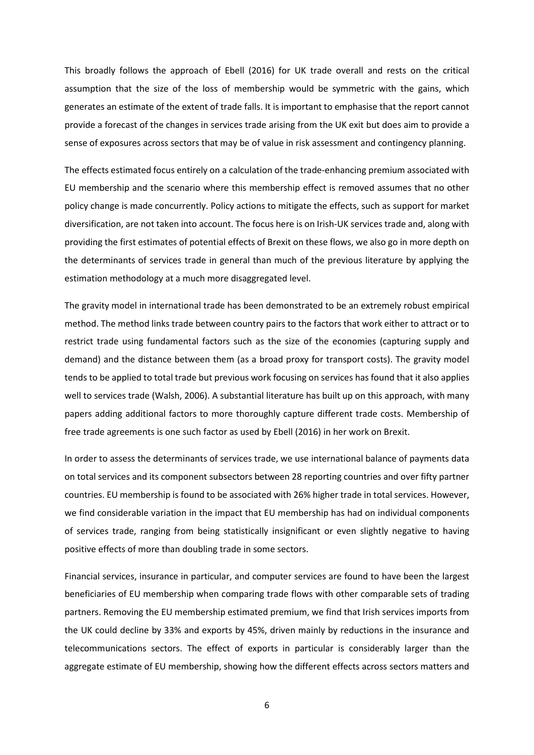This broadly follows the approach of Ebell (2016) for UK trade overall and rests on the critical assumption that the size of the loss of membership would be symmetric with the gains, which generates an estimate of the extent of trade falls. It is important to emphasise that the report cannot provide a forecast of the changes in services trade arising from the UK exit but does aim to provide a sense of exposures across sectors that may be of value in risk assessment and contingency planning.

The effects estimated focus entirely on a calculation of the trade-enhancing premium associated with EU membership and the scenario where this membership effect is removed assumes that no other policy change is made concurrently. Policy actions to mitigate the effects, such as support for market diversification, are not taken into account. The focus here is on Irish-UK services trade and, along with providing the first estimates of potential effects of Brexit on these flows, we also go in more depth on the determinants of services trade in general than much of the previous literature by applying the estimation methodology at a much more disaggregated level.

The gravity model in international trade has been demonstrated to be an extremely robust empirical method. The method links trade between country pairs to the factors that work either to attract or to restrict trade using fundamental factors such as the size of the economies (capturing supply and demand) and the distance between them (as a broad proxy for transport costs). The gravity model tends to be applied to total trade but previous work focusing on services has found that it also applies well to services trade (Walsh, 2006). A substantial literature has built up on this approach, with many papers adding additional factors to more thoroughly capture different trade costs. Membership of free trade agreements is one such factor as used by Ebell (2016) in her work on Brexit.

In order to assess the determinants of services trade, we use international balance of payments data on total services and its component subsectors between 28 reporting countries and over fifty partner countries. EU membership is found to be associated with 26% higher trade in total services. However, we find considerable variation in the impact that EU membership has had on individual components of services trade, ranging from being statistically insignificant or even slightly negative to having positive effects of more than doubling trade in some sectors.

Financial services, insurance in particular, and computer services are found to have been the largest beneficiaries of EU membership when comparing trade flows with other comparable sets of trading partners. Removing the EU membership estimated premium, we find that Irish services imports from the UK could decline by 33% and exports by 45%, driven mainly by reductions in the insurance and telecommunications sectors. The effect of exports in particular is considerably larger than the aggregate estimate of EU membership, showing how the different effects across sectors matters and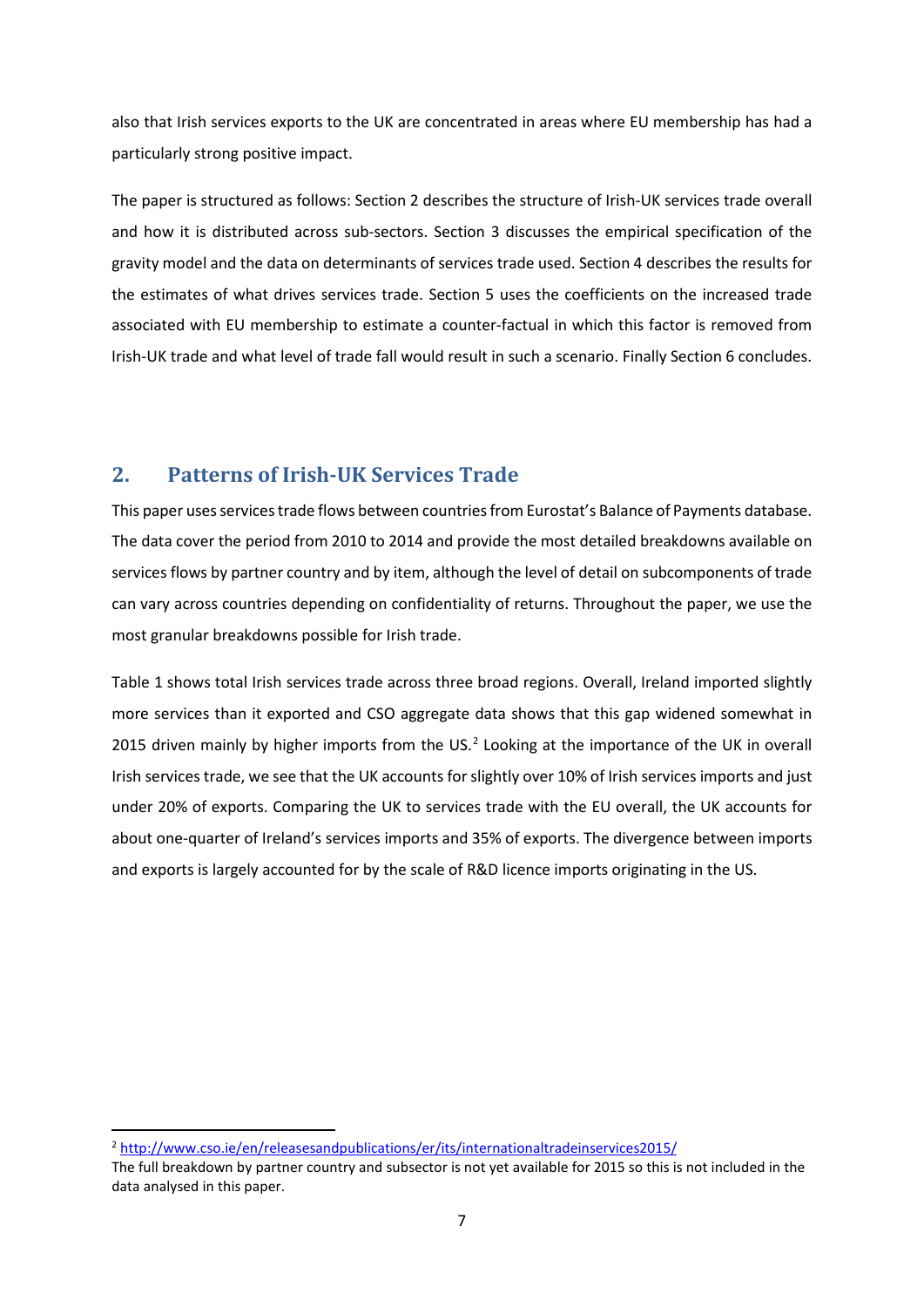also that Irish services exports to the UK are concentrated in areas where EU membership has had a particularly strong positive impact.

The paper is structured as follows: Section 2 describes the structure of Irish-UK services trade overall and how it is distributed across sub-sectors. Section 3 discusses the empirical specification of the gravity model and the data on determinants of services trade used. Section 4 describes the results for the estimates of what drives services trade. Section 5 uses the coefficients on the increased trade associated with EU membership to estimate a counter-factual in which this factor is removed from Irish-UK trade and what level of trade fall would result in such a scenario. Finally Section 6 concludes.

## 2. Patterns of Irish-UK Services Trade

This paper uses services trade flows between countries from Eurostat's Balance of Payments database. The data cover the period from 2010 to 2014 and provide the most detailed breakdowns available on services flows by partner country and by item, although the level of detail on subcomponents of trade can vary across countries depending on confidentiality of returns. Throughout the paper, we use the most granular breakdowns possible for Irish trade.

Table 1 shows total Irish services trade across three broad regions. Overall, Ireland imported slightly more services than it exported and CSO aggregate data shows that this gap widened somewhat in 2015 driven mainly by higher imports from the US.[2] Looking at the importance of the UK in overall Irish services trade, we see that the UK accounts for slightly over 10% of Irish services imports and just under 20% of exports. Comparing the UK to services trade with the EU overall, the UK accounts for about one-quarter of Ireland's services imports and 35% of exports. The divergence between imports and exports is largely accounted for by the scale of R&D licence imports originating in the US.

---

[2] http://www.cso.ie/en/releasesandpublications/er/its/internationaltradeinservices2015/
The full breakdown by partner country and subsector is not yet available for 2015 so this is not included in the data analysed in this paper.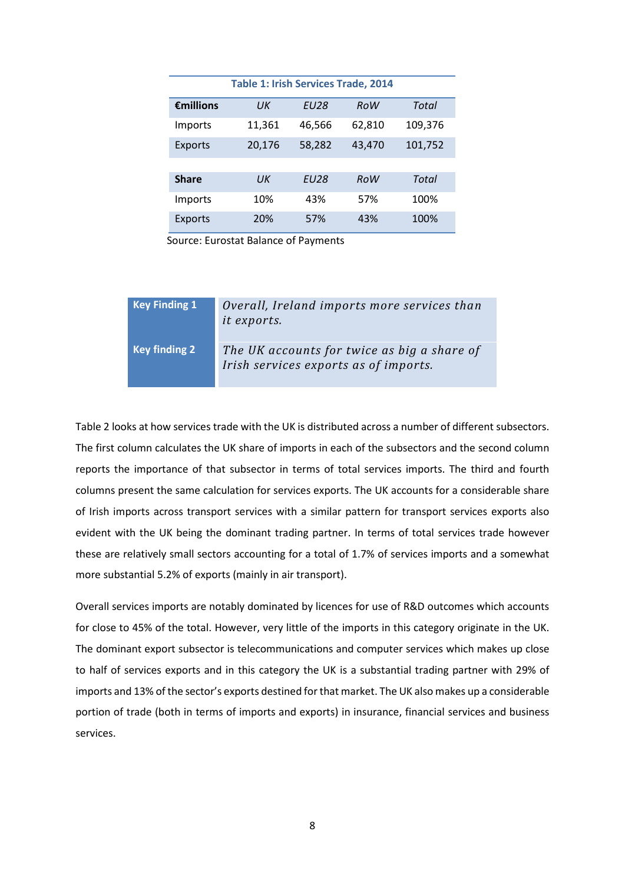**Table 1: Irish Services Trade, 2014**

| €millions | *UK* | *EU28* | *RoW* | *Total* |
|---|---|---|---|---|
| Imports | 11,361 | 46,566 | 62,810 | 109,376 |
| Exports | 20,176 | 58,282 | 43,470 | 101,752 |
| | | | | |
| **Share** | *UK* | *EU28* | *RoW* | *Total* |
| Imports | 10% | 43% | 57% | 100% |
| Exports | 20% | 57% | 43% | 100% |

Source: Eurostat Balance of Payments

| | |
|---|---|
| **Key Finding 1** | *Overall, Ireland imports more services than it exports.* |
| **Key finding 2** | *The UK accounts for twice as big a share of Irish services exports as of imports.* |

Table 2 looks at how services trade with the UK is distributed across a number of different subsectors. The first column calculates the UK share of imports in each of the subsectors and the second column reports the importance of that subsector in terms of total services imports. The third and fourth columns present the same calculation for services exports. The UK accounts for a considerable share of Irish imports across transport services with a similar pattern for transport services exports also evident with the UK being the dominant trading partner. In terms of total services trade however these are relatively small sectors accounting for a total of 1.7% of services imports and a somewhat more substantial 5.2% of exports (mainly in air transport).

Overall services imports are notably dominated by licences for use of R&D outcomes which accounts for close to 45% of the total. However, very little of the imports in this category originate in the UK. The dominant export subsector is telecommunications and computer services which makes up close to half of services exports and in this category the UK is a substantial trading partner with 29% of imports and 13% of the sector's exports destined for that market. The UK also makes up a considerable portion of trade (both in terms of imports and exports) in insurance, financial services and business services.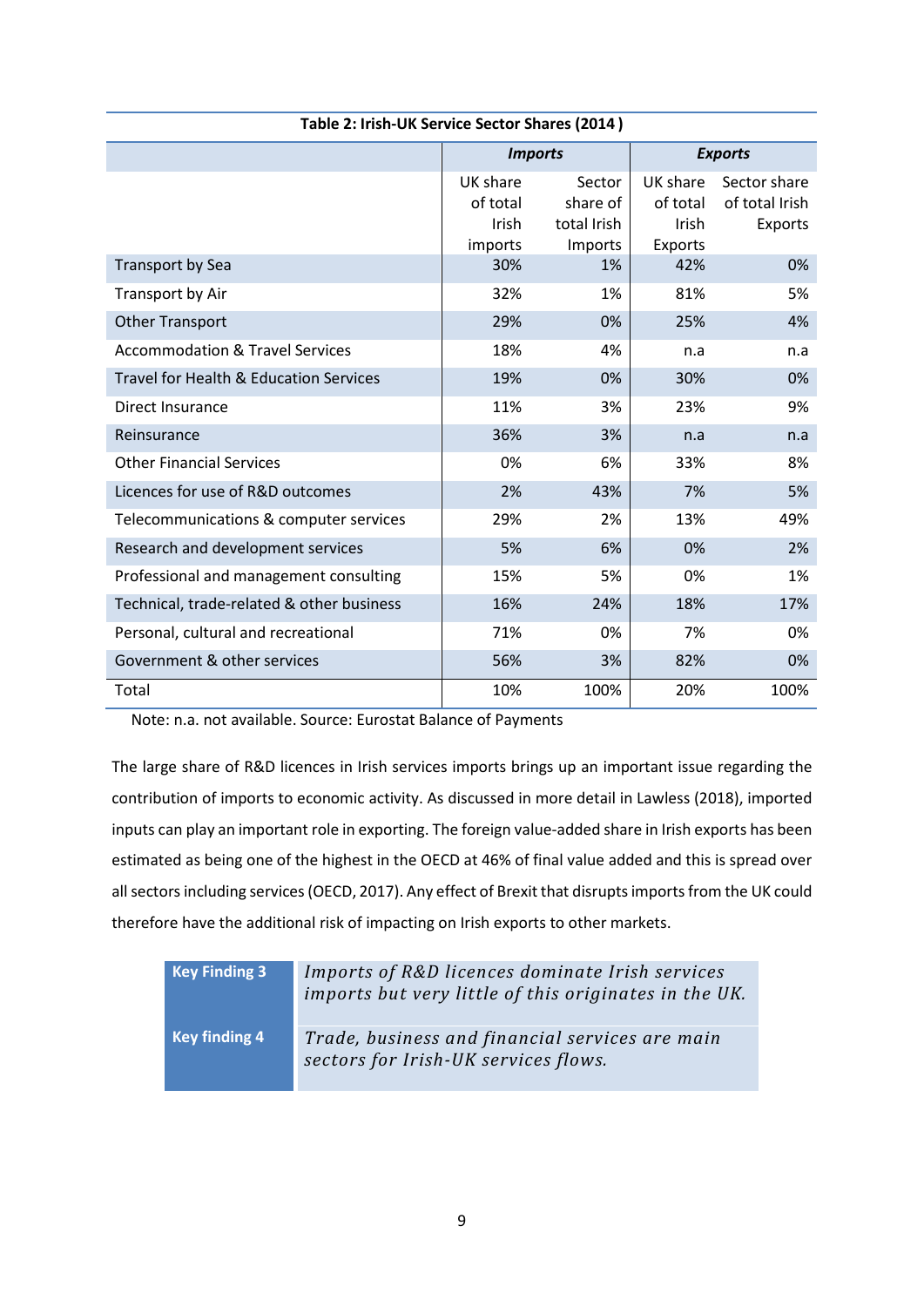**Table 2: Irish-UK Service Sector Shares (2014 )**

| | *Imports* | | *Exports* | |
|---|---|---|---|---|
| | UK share of total Irish imports | Sector share of total Irish Imports | UK share of total Irish Exports | Sector share of total Irish Exports |
| Transport by Sea | 30% | 1% | 42% | 0% |
| Transport by Air | 32% | 1% | 81% | 5% |
| Other Transport | 29% | 0% | 25% | 4% |
| Accommodation & Travel Services | 18% | 4% | n.a | n.a |
| Travel for Health & Education Services | 19% | 0% | 30% | 0% |
| Direct Insurance | 11% | 3% | 23% | 9% |
| Reinsurance | 36% | 3% | n.a | n.a |
| Other Financial Services | 0% | 6% | 33% | 8% |
| Licences for use of R&D outcomes | 2% | 43% | 7% | 5% |
| Telecommunications & computer services | 29% | 2% | 13% | 49% |
| Research and development services | 5% | 6% | 0% | 2% |
| Professional and management consulting | 15% | 5% | 0% | 1% |
| Technical, trade-related & other business | 16% | 24% | 18% | 17% |
| Personal, cultural and recreational | 71% | 0% | 7% | 0% |
| Government & other services | 56% | 3% | 82% | 0% |
| Total | 10% | 100% | 20% | 100% |

Note: n.a. not available. Source: Eurostat Balance of Payments

The large share of R&D licences in Irish services imports brings up an important issue regarding the contribution of imports to economic activity. As discussed in more detail in Lawless (2018), imported inputs can play an important role in exporting. The foreign value-added share in Irish exports has been estimated as being one of the highest in the OECD at 46% of final value added and this is spread over all sectors including services (OECD, 2017). Any effect of Brexit that disrupts imports from the UK could therefore have the additional risk of impacting on Irish exports to other markets.

| | |
|---|---|
| **Key Finding 3** | *Imports of R&D licences dominate Irish services imports but very little of this originates in the UK.* |
| **Key finding 4** | *Trade, business and financial services are main sectors for Irish-UK services flows.* |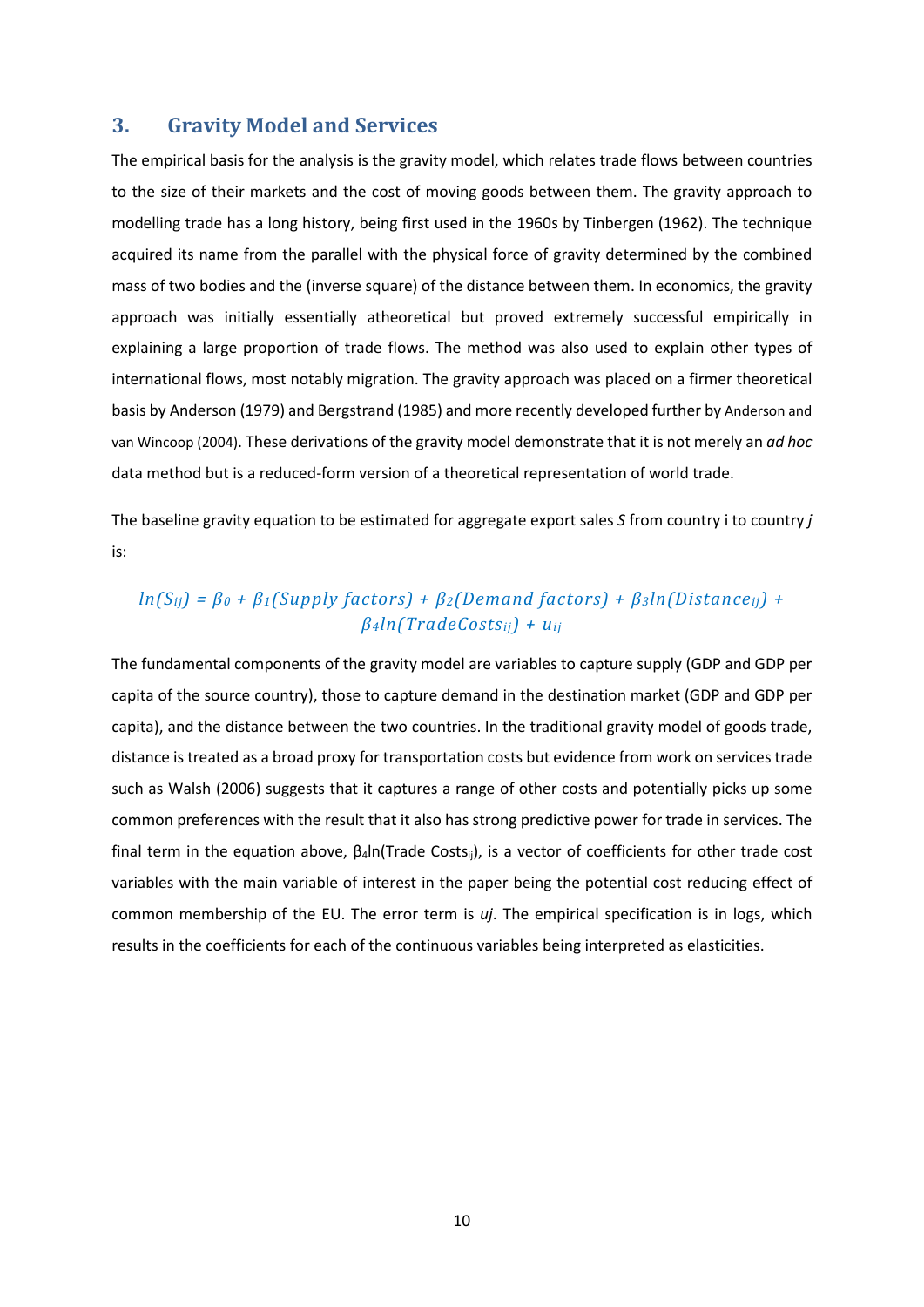## 3. Gravity Model and Services

The empirical basis for the analysis is the gravity model, which relates trade flows between countries to the size of their markets and the cost of moving goods between them. The gravity approach to modelling trade has a long history, being first used in the 1960s by Tinbergen (1962). The technique acquired its name from the parallel with the physical force of gravity determined by the combined mass of two bodies and the (inverse square) of the distance between them. In economics, the gravity approach was initially essentially atheoretical but proved extremely successful empirically in explaining a large proportion of trade flows. The method was also used to explain other types of international flows, most notably migration. The gravity approach was placed on a firmer theoretical basis by Anderson (1979) and Bergstrand (1985) and more recently developed further by Anderson and van Wincoop (2004). These derivations of the gravity model demonstrate that it is not merely an *ad hoc* data method but is a reduced-form version of a theoretical representation of world trade.

The baseline gravity equation to be estimated for aggregate export sales *S* from country i to country *j* is:

$$ln(S_{ij}) = \beta_0 + \beta_1(Supply\ factors) + \beta_2(Demand\ factors) + \beta_3 ln(Distance_{ij}) + \beta_4 ln(TradeCosts_{ij}) + u_{ij}$$

The fundamental components of the gravity model are variables to capture supply (GDP and GDP per capita of the source country), those to capture demand in the destination market (GDP and GDP per capita), and the distance between the two countries. In the traditional gravity model of goods trade, distance is treated as a broad proxy for transportation costs but evidence from work on services trade such as Walsh (2006) suggests that it captures a range of other costs and potentially picks up some common preferences with the result that it also has strong predictive power for trade in services. The final term in the equation above, $\beta_4 ln(Trade\ Costs_{ij})$, is a vector of coefficients for other trade cost variables with the main variable of interest in the paper being the potential cost reducing effect of common membership of the EU. The error term is *uj*. The empirical specification is in logs, which results in the coefficients for each of the continuous variables being interpreted as elasticities.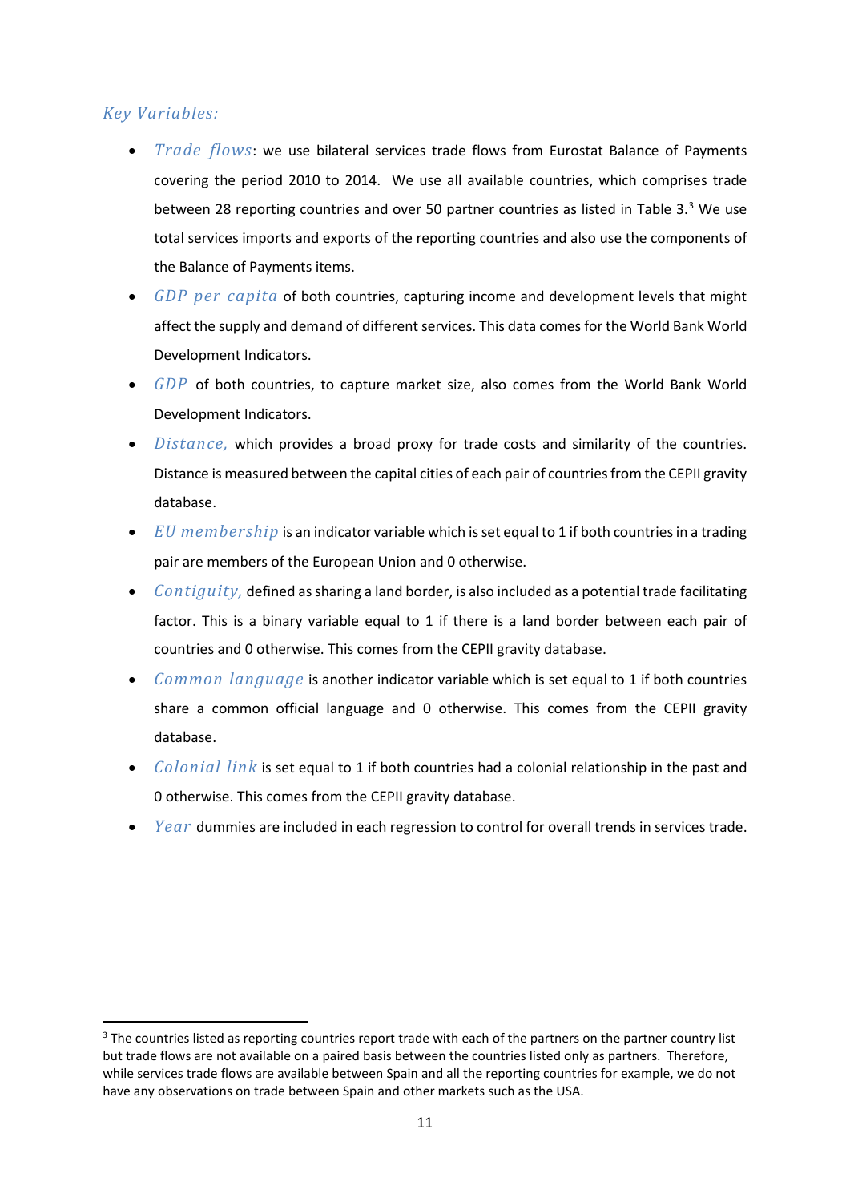*Key Variables:*

- *Trade flows*: we use bilateral services trade flows from Eurostat Balance of Payments covering the period 2010 to 2014. We use all available countries, which comprises trade between 28 reporting countries and over 50 partner countries as listed in Table 3.[3] We use total services imports and exports of the reporting countries and also use the components of the Balance of Payments items.
- *GDP per capita* of both countries, capturing income and development levels that might affect the supply and demand of different services. This data comes for the World Bank World Development Indicators.
- *GDP* of both countries, to capture market size, also comes from the World Bank World Development Indicators.
- *Distance,* which provides a broad proxy for trade costs and similarity of the countries. Distance is measured between the capital cities of each pair of countries from the CEPII gravity database.
- *EU membership* is an indicator variable which is set equal to 1 if both countries in a trading pair are members of the European Union and 0 otherwise.
- *Contiguity,* defined as sharing a land border, is also included as a potential trade facilitating factor. This is a binary variable equal to 1 if there is a land border between each pair of countries and 0 otherwise. This comes from the CEPII gravity database.
- *Common language* is another indicator variable which is set equal to 1 if both countries share a common official language and 0 otherwise. This comes from the CEPII gravity database.
- *Colonial link* is set equal to 1 if both countries had a colonial relationship in the past and 0 otherwise. This comes from the CEPII gravity database.
- *Year* dummies are included in each regression to control for overall trends in services trade.

---

[3] The countries listed as reporting countries report trade with each of the partners on the partner country list but trade flows are not available on a paired basis between the countries listed only as partners. Therefore, while services trade flows are available between Spain and all the reporting countries for example, we do not have any observations on trade between Spain and other markets such as the USA.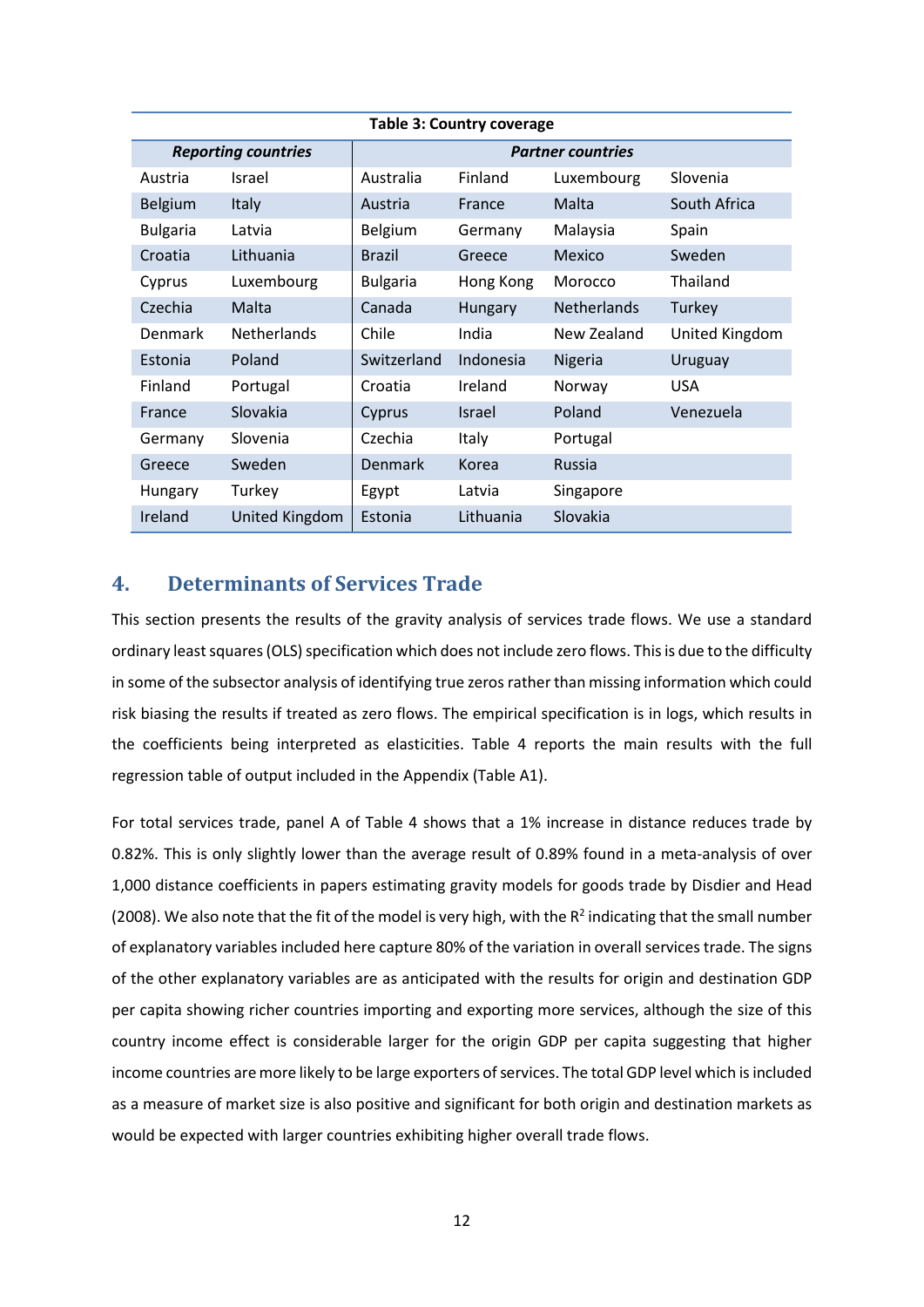**Table 3: Country coverage**

| *Reporting countries* | | *Partner countries* | | | |
|---|---|---|---|---|---|
| Austria | Israel | Australia | Finland | Luxembourg | Slovenia |
| Belgium | Italy | Austria | France | Malta | South Africa |
| Bulgaria | Latvia | Belgium | Germany | Malaysia | Spain |
| Croatia | Lithuania | Brazil | Greece | Mexico | Sweden |
| Cyprus | Luxembourg | Bulgaria | Hong Kong | Morocco | Thailand |
| Czechia | Malta | Canada | Hungary | Netherlands | Turkey |
| Denmark | Netherlands | Chile | India | New Zealand | United Kingdom |
| Estonia | Poland | Switzerland | Indonesia | Nigeria | Uruguay |
| Finland | Portugal | Croatia | Ireland | Norway | USA |
| France | Slovakia | Cyprus | Israel | Poland | Venezuela |
| Germany | Slovenia | Czechia | Italy | Portugal | |
| Greece | Sweden | Denmark | Korea | Russia | |
| Hungary | Turkey | Egypt | Latvia | Singapore | |
| Ireland | United Kingdom | Estonia | Lithuania | Slovakia | |

## 4. Determinants of Services Trade

This section presents the results of the gravity analysis of services trade flows. We use a standard ordinary least squares (OLS) specification which does not include zero flows. This is due to the difficulty in some of the subsector analysis of identifying true zeros rather than missing information which could risk biasing the results if treated as zero flows. The empirical specification is in logs, which results in the coefficients being interpreted as elasticities. Table 4 reports the main results with the full regression table of output included in the Appendix (Table A1).

For total services trade, panel A of Table 4 shows that a 1% increase in distance reduces trade by 0.82%. This is only slightly lower than the average result of 0.89% found in a meta-analysis of over 1,000 distance coefficients in papers estimating gravity models for goods trade by Disdier and Head (2008). We also note that the fit of the model is very high, with the $R^2$ indicating that the small number of explanatory variables included here capture 80% of the variation in overall services trade. The signs of the other explanatory variables are as anticipated with the results for origin and destination GDP per capita showing richer countries importing and exporting more services, although the size of this country income effect is considerable larger for the origin GDP per capita suggesting that higher income countries are more likely to be large exporters of services. The total GDP level which is included as a measure of market size is also positive and significant for both origin and destination markets as would be expected with larger countries exhibiting higher overall trade flows.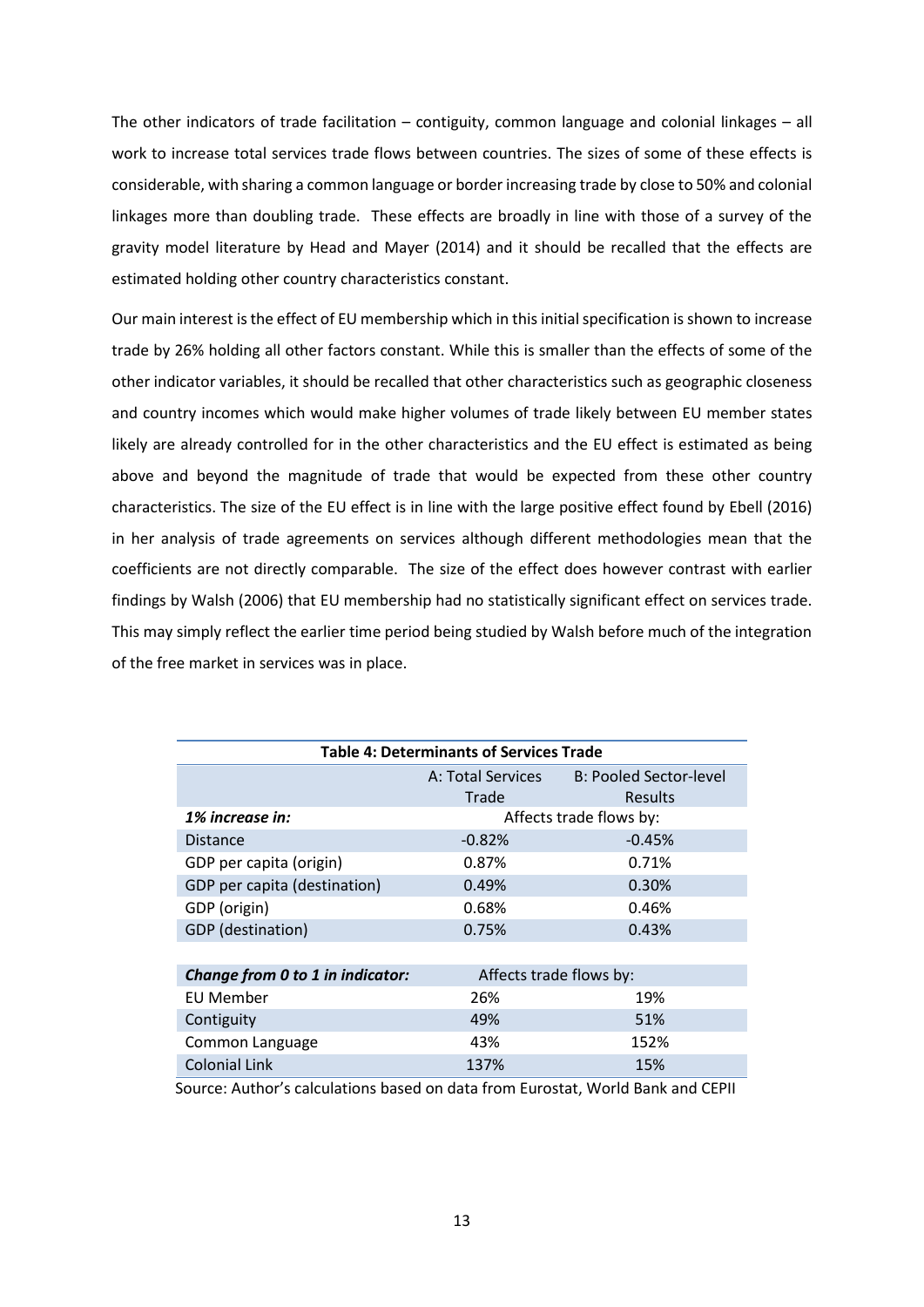The other indicators of trade facilitation – contiguity, common language and colonial linkages – all work to increase total services trade flows between countries. The sizes of some of these effects is considerable, with sharing a common language or border increasing trade by close to 50% and colonial linkages more than doubling trade. These effects are broadly in line with those of a survey of the gravity model literature by Head and Mayer (2014) and it should be recalled that the effects are estimated holding other country characteristics constant.

Our main interest is the effect of EU membership which in this initial specification is shown to increase trade by 26% holding all other factors constant. While this is smaller than the effects of some of the other indicator variables, it should be recalled that other characteristics such as geographic closeness and country incomes which would make higher volumes of trade likely between EU member states likely are already controlled for in the other characteristics and the EU effect is estimated as being above and beyond the magnitude of trade that would be expected from these other country characteristics. The size of the EU effect is in line with the large positive effect found by Ebell (2016) in her analysis of trade agreements on services although different methodologies mean that the coefficients are not directly comparable. The size of the effect does however contrast with earlier findings by Walsh (2006) that EU membership had no statistically significant effect on services trade. This may simply reflect the earlier time period being studied by Walsh before much of the integration of the free market in services was in place.

**Table 4: Determinants of Services Trade**

| | A: Total Services Trade | B: Pooled Sector-level Results |
|---|---|---|
| ***1% increase in:*** | Affects trade flows by: | |
| Distance | -0.82% | -0.45% |
| GDP per capita (origin) | 0.87% | 0.71% |
| GDP per capita (destination) | 0.49% | 0.30% |
| GDP (origin) | 0.68% | 0.46% |
| GDP (destination) | 0.75% | 0.43% |
| | | |
| ***Change from 0 to 1 in indicator:*** | Affects trade flows by: | |
| EU Member | 26% | 19% |
| Contiguity | 49% | 51% |
| Common Language | 43% | 152% |
| Colonial Link | 137% | 15% |

Source: Author's calculations based on data from Eurostat, World Bank and CEPII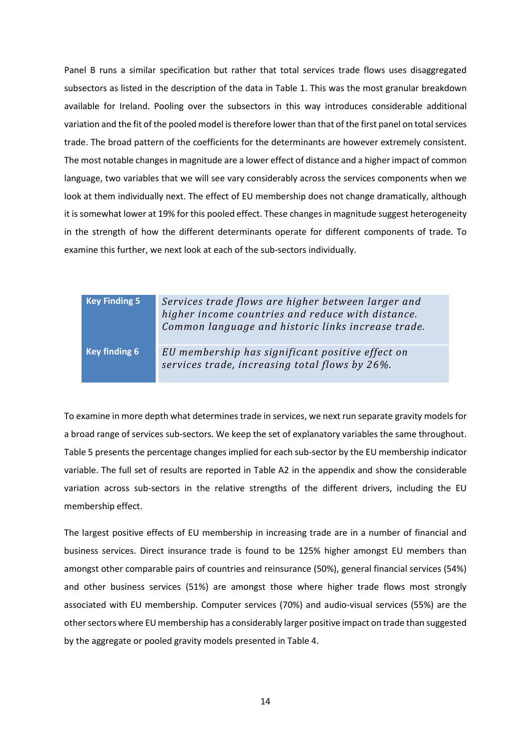Panel B runs a similar specification but rather that total services trade flows uses disaggregated subsectors as listed in the description of the data in Table 1. This was the most granular breakdown available for Ireland. Pooling over the subsectors in this way introduces considerable additional variation and the fit of the pooled model is therefore lower than that of the first panel on total services trade. The broad pattern of the coefficients for the determinants are however extremely consistent. The most notable changes in magnitude are a lower effect of distance and a higher impact of common language, two variables that we will see vary considerably across the services components when we look at them individually next. The effect of EU membership does not change dramatically, although it is somewhat lower at 19% for this pooled effect. These changes in magnitude suggest heterogeneity in the strength of how the different determinants operate for different components of trade. To examine this further, we next look at each of the sub-sectors individually.

| **Key Finding 5** | *Services trade flows are higher between larger and higher income countries and reduce with distance. Common language and historic links increase trade.* |
|---|---|
| **Key finding 6** | *EU membership has significant positive effect on services trade, increasing total flows by 26%.* |

To examine in more depth what determines trade in services, we next run separate gravity models for a broad range of services sub-sectors. We keep the set of explanatory variables the same throughout. Table 5 presents the percentage changes implied for each sub-sector by the EU membership indicator variable. The full set of results are reported in Table A2 in the appendix and show the considerable variation across sub-sectors in the relative strengths of the different drivers, including the EU membership effect.

The largest positive effects of EU membership in increasing trade are in a number of financial and business services. Direct insurance trade is found to be 125% higher amongst EU members than amongst other comparable pairs of countries and reinsurance (50%), general financial services (54%) and other business services (51%) are amongst those where higher trade flows most strongly associated with EU membership. Computer services (70%) and audio-visual services (55%) are the other sectors where EU membership has a considerably larger positive impact on trade than suggested by the aggregate or pooled gravity models presented in Table 4.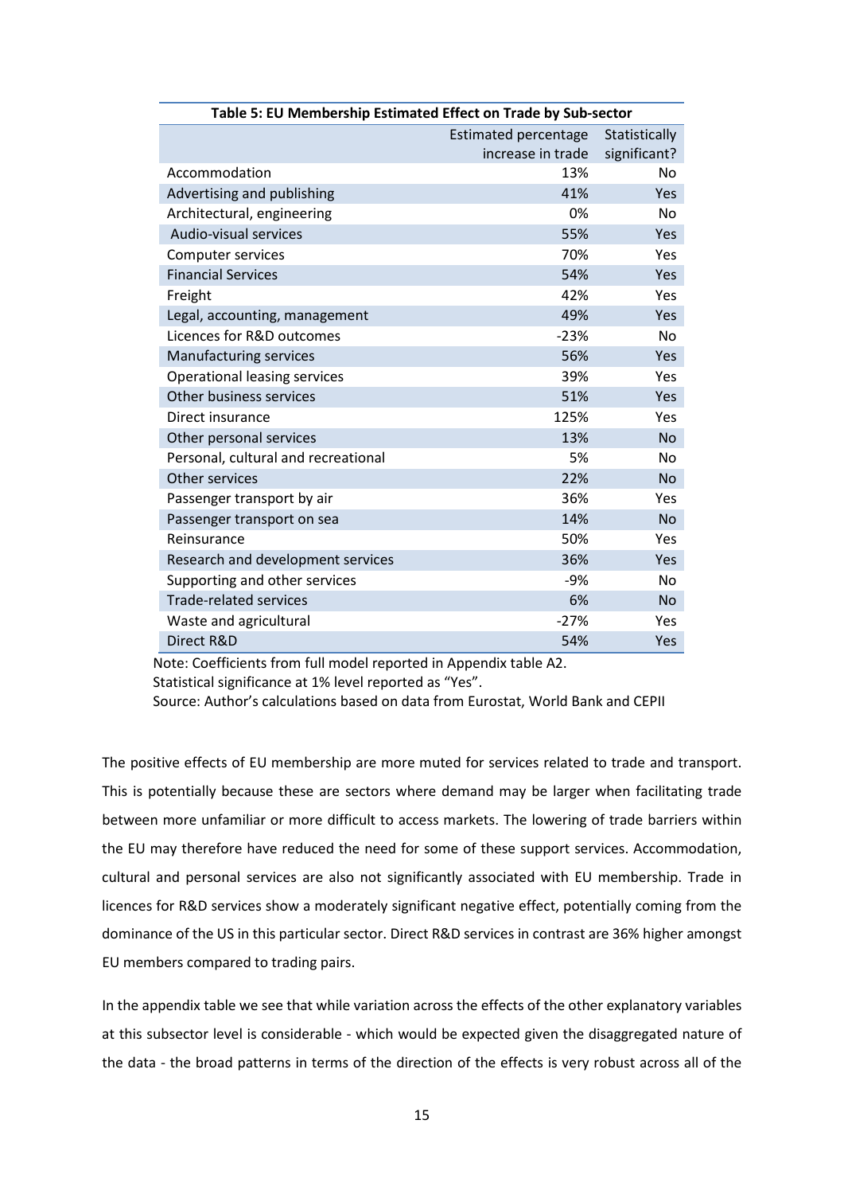**Table 5: EU Membership Estimated Effect on Trade by Sub-sector**

| | Estimated percentage increase in trade | Statistically significant? |
|---|---|---|
| Accommodation | 13% | No |
| Advertising and publishing | 41% | Yes |
| Architectural, engineering | 0% | No |
| Audio-visual services | 55% | Yes |
| Computer services | 70% | Yes |
| Financial Services | 54% | Yes |
| Freight | 42% | Yes |
| Legal, accounting, management | 49% | Yes |
| Licences for R&D outcomes | -23% | No |
| Manufacturing services | 56% | Yes |
| Operational leasing services | 39% | Yes |
| Other business services | 51% | Yes |
| Direct insurance | 125% | Yes |
| Other personal services | 13% | No |
| Personal, cultural and recreational | 5% | No |
| Other services | 22% | No |
| Passenger transport by air | 36% | Yes |
| Passenger transport on sea | 14% | No |
| Reinsurance | 50% | Yes |
| Research and development services | 36% | Yes |
| Supporting and other services | -9% | No |
| Trade-related services | 6% | No |
| Waste and agricultural | -27% | Yes |
| Direct R&D | 54% | Yes |

Note: Coefficients from full model reported in Appendix table A2.
Statistical significance at 1% level reported as "Yes".
Source: Author's calculations based on data from Eurostat, World Bank and CEPII

The positive effects of EU membership are more muted for services related to trade and transport. This is potentially because these are sectors where demand may be larger when facilitating trade between more unfamiliar or more difficult to access markets. The lowering of trade barriers within the EU may therefore have reduced the need for some of these support services. Accommodation, cultural and personal services are also not significantly associated with EU membership. Trade in licences for R&D services show a moderately significant negative effect, potentially coming from the dominance of the US in this particular sector. Direct R&D services in contrast are 36% higher amongst EU members compared to trading pairs.

In the appendix table we see that while variation across the effects of the other explanatory variables at this subsector level is considerable - which would be expected given the disaggregated nature of the data - the broad patterns in terms of the direction of the effects is very robust across all of the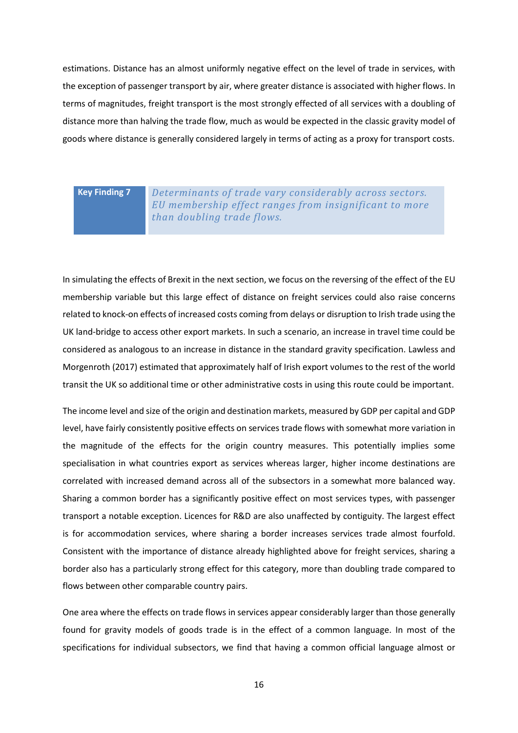estimations. Distance has an almost uniformly negative effect on the level of trade in services, with the exception of passenger transport by air, where greater distance is associated with higher flows. In terms of magnitudes, freight transport is the most strongly effected of all services with a doubling of distance more than halving the trade flow, much as would be expected in the classic gravity model of goods where distance is generally considered largely in terms of acting as a proxy for transport costs.

| **Key Finding 7** | *Determinants of trade vary considerably across sectors. EU membership effect ranges from insignificant to more than doubling trade flows.* |
| --- | --- |

In simulating the effects of Brexit in the next section, we focus on the reversing of the effect of the EU membership variable but this large effect of distance on freight services could also raise concerns related to knock-on effects of increased costs coming from delays or disruption to Irish trade using the UK land-bridge to access other export markets. In such a scenario, an increase in travel time could be considered as analogous to an increase in distance in the standard gravity specification. Lawless and Morgenroth (2017) estimated that approximately half of Irish export volumes to the rest of the world transit the UK so additional time or other administrative costs in using this route could be important.

The income level and size of the origin and destination markets, measured by GDP per capital and GDP level, have fairly consistently positive effects on services trade flows with somewhat more variation in the magnitude of the effects for the origin country measures. This potentially implies some specialisation in what countries export as services whereas larger, higher income destinations are correlated with increased demand across all of the subsectors in a somewhat more balanced way. Sharing a common border has a significantly positive effect on most services types, with passenger transport a notable exception. Licences for R&D are also unaffected by contiguity. The largest effect is for accommodation services, where sharing a border increases services trade almost fourfold. Consistent with the importance of distance already highlighted above for freight services, sharing a border also has a particularly strong effect for this category, more than doubling trade compared to flows between other comparable country pairs.

One area where the effects on trade flows in services appear considerably larger than those generally found for gravity models of goods trade is in the effect of a common language. In most of the specifications for individual subsectors, we find that having a common official language almost or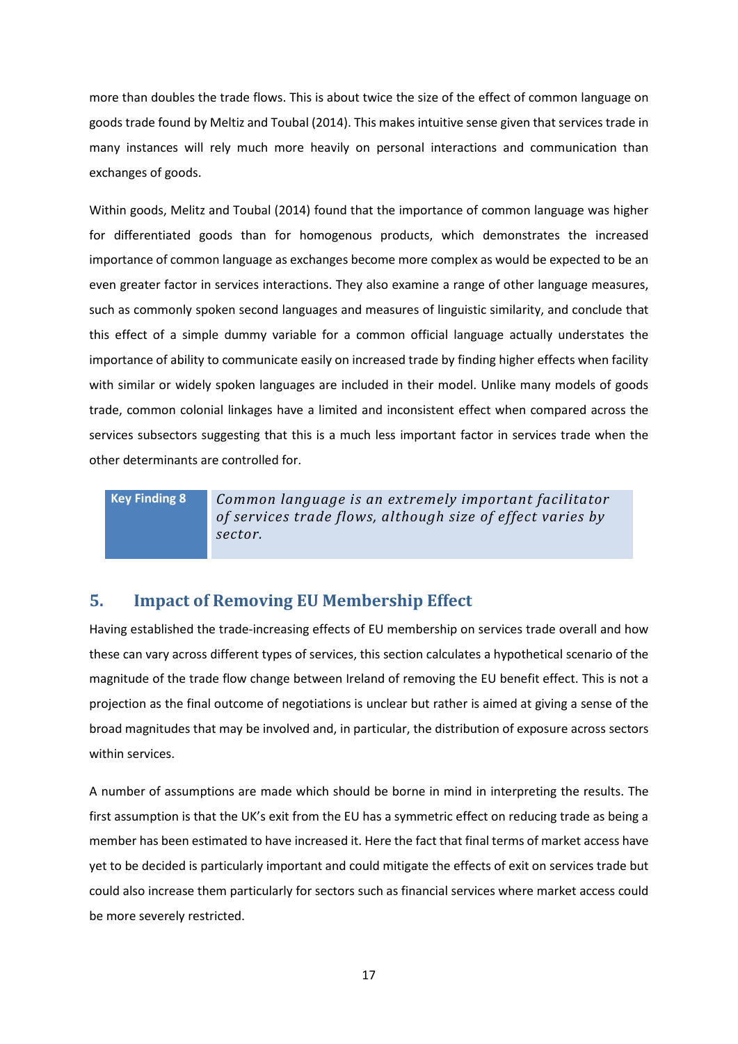more than doubles the trade flows. This is about twice the size of the effect of common language on goods trade found by Meltiz and Toubal (2014). This makes intuitive sense given that services trade in many instances will rely much more heavily on personal interactions and communication than exchanges of goods.

Within goods, Melitz and Toubal (2014) found that the importance of common language was higher for differentiated goods than for homogenous products, which demonstrates the increased importance of common language as exchanges become more complex as would be expected to be an even greater factor in services interactions. They also examine a range of other language measures, such as commonly spoken second languages and measures of linguistic similarity, and conclude that this effect of a simple dummy variable for a common official language actually understates the importance of ability to communicate easily on increased trade by finding higher effects when facility with similar or widely spoken languages are included in their model. Unlike many models of goods trade, common colonial linkages have a limited and inconsistent effect when compared across the services subsectors suggesting that this is a much less important factor in services trade when the other determinants are controlled for.

| **Key Finding 8** | *Common language is an extremely important facilitator of services trade flows, although size of effect varies by sector.* |
|---|---|

## 5. Impact of Removing EU Membership Effect

Having established the trade-increasing effects of EU membership on services trade overall and how these can vary across different types of services, this section calculates a hypothetical scenario of the magnitude of the trade flow change between Ireland of removing the EU benefit effect. This is not a projection as the final outcome of negotiations is unclear but rather is aimed at giving a sense of the broad magnitudes that may be involved and, in particular, the distribution of exposure across sectors within services.

A number of assumptions are made which should be borne in mind in interpreting the results. The first assumption is that the UK's exit from the EU has a symmetric effect on reducing trade as being a member has been estimated to have increased it. Here the fact that final terms of market access have yet to be decided is particularly important and could mitigate the effects of exit on services trade but could also increase them particularly for sectors such as financial services where market access could be more severely restricted.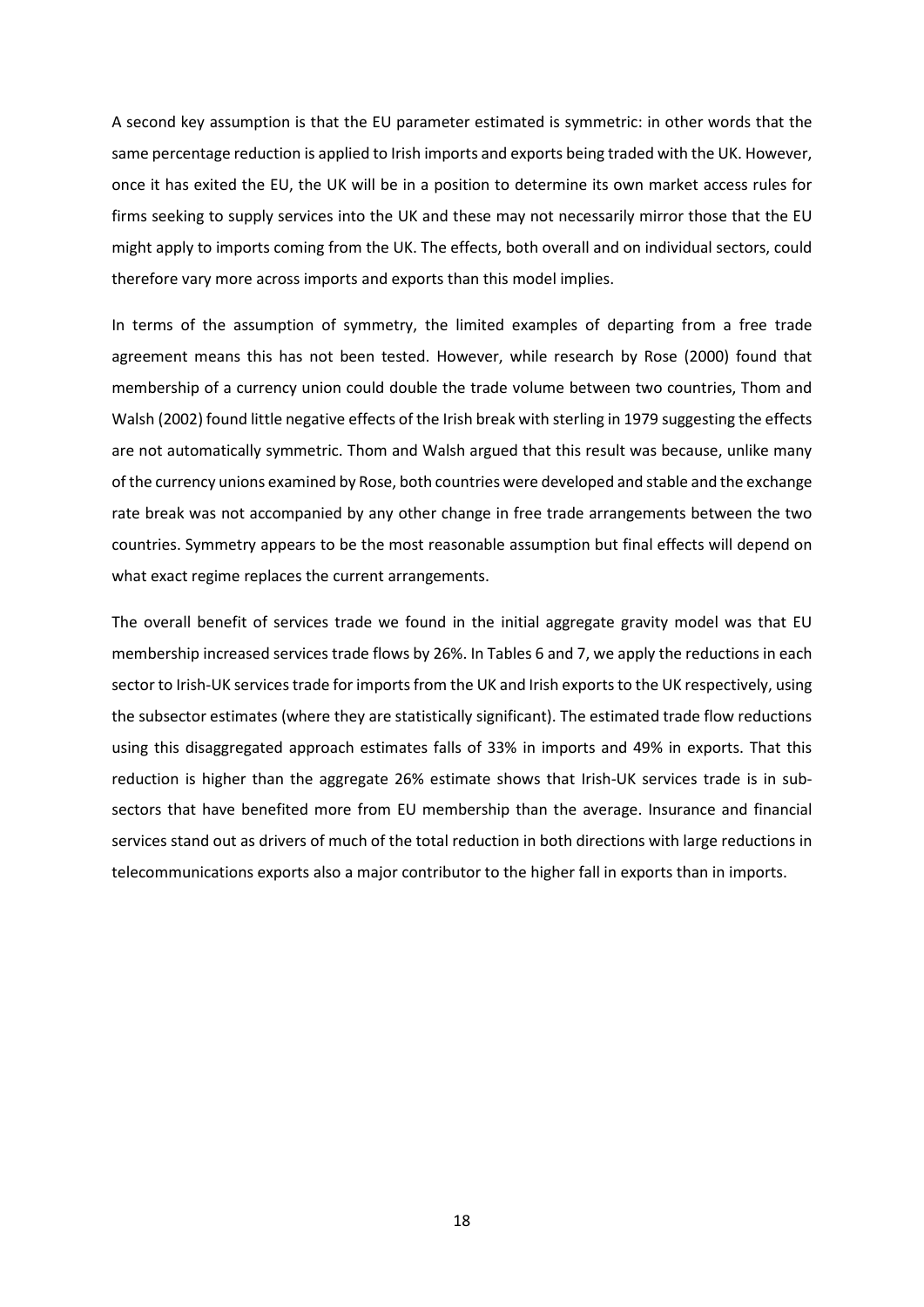A second key assumption is that the EU parameter estimated is symmetric: in other words that the same percentage reduction is applied to Irish imports and exports being traded with the UK. However, once it has exited the EU, the UK will be in a position to determine its own market access rules for firms seeking to supply services into the UK and these may not necessarily mirror those that the EU might apply to imports coming from the UK. The effects, both overall and on individual sectors, could therefore vary more across imports and exports than this model implies.

In terms of the assumption of symmetry, the limited examples of departing from a free trade agreement means this has not been tested. However, while research by Rose (2000) found that membership of a currency union could double the trade volume between two countries, Thom and Walsh (2002) found little negative effects of the Irish break with sterling in 1979 suggesting the effects are not automatically symmetric. Thom and Walsh argued that this result was because, unlike many of the currency unions examined by Rose, both countries were developed and stable and the exchange rate break was not accompanied by any other change in free trade arrangements between the two countries. Symmetry appears to be the most reasonable assumption but final effects will depend on what exact regime replaces the current arrangements.

The overall benefit of services trade we found in the initial aggregate gravity model was that EU membership increased services trade flows by 26%. In Tables 6 and 7, we apply the reductions in each sector to Irish-UK services trade for imports from the UK and Irish exports to the UK respectively, using the subsector estimates (where they are statistically significant). The estimated trade flow reductions using this disaggregated approach estimates falls of 33% in imports and 49% in exports. That this reduction is higher than the aggregate 26% estimate shows that Irish-UK services trade is in sub-sectors that have benefited more from EU membership than the average. Insurance and financial services stand out as drivers of much of the total reduction in both directions with large reductions in telecommunications exports also a major contributor to the higher fall in exports than in imports.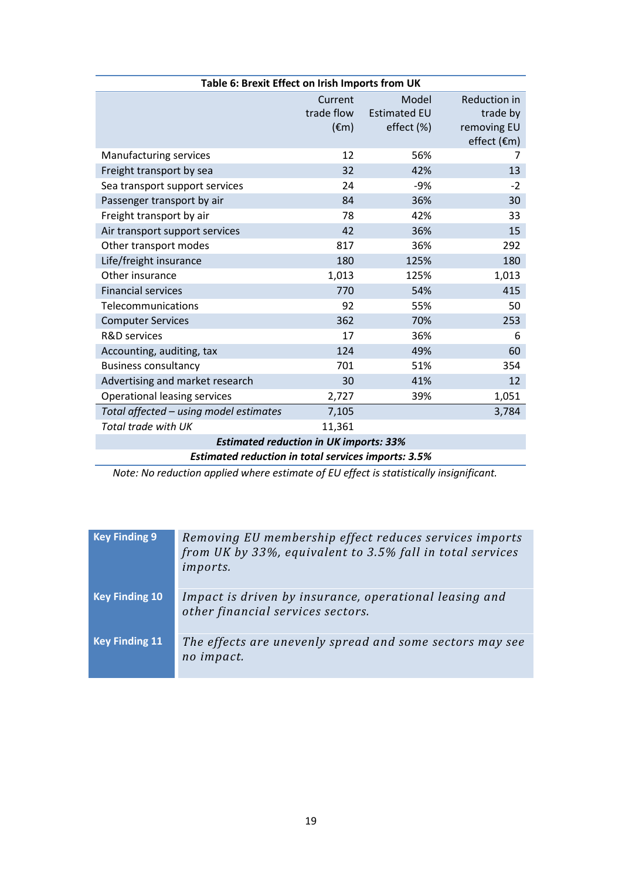**Table 6: Brexit Effect on Irish Imports from UK**

| | Current trade flow (€m) | Model Estimated EU effect (%) | Reduction in trade by removing EU effect (€m) |
|---|---|---|---|
| Manufacturing services | 12 | 56% | 7 |
| Freight transport by sea | 32 | 42% | 13 |
| Sea transport support services | 24 | -9% | -2 |
| Passenger transport by air | 84 | 36% | 30 |
| Freight transport by air | 78 | 42% | 33 |
| Air transport support services | 42 | 36% | 15 |
| Other transport modes | 817 | 36% | 292 |
| Life/freight insurance | 180 | 125% | 180 |
| Other insurance | 1,013 | 125% | 1,013 |
| Financial services | 770 | 54% | 415 |
| Telecommunications | 92 | 55% | 50 |
| Computer Services | 362 | 70% | 253 |
| R&D services | 17 | 36% | 6 |
| Accounting, auditing, tax | 124 | 49% | 60 |
| Business consultancy | 701 | 51% | 354 |
| Advertising and market research | 30 | 41% | 12 |
| Operational leasing services | 2,727 | 39% | 1,051 |
| *Total affected – using model estimates* | 7,105 | | 3,784 |
| *Total trade with UK* | 11,361 | | |
| ***Estimated reduction in UK imports: 33%*** | | | |
| ***Estimated reduction in total services imports: 3.5%*** | | | |

*Note: No reduction applied where estimate of EU effect is statistically insignificant.*

| | |
|---|---|
| **Key Finding 9** | *Removing EU membership effect reduces services imports from UK by 33%, equivalent to 3.5% fall in total services imports.* |
| **Key Finding 10** | *Impact is driven by insurance, operational leasing and other financial services sectors.* |
| **Key Finding 11** | *The effects are unevenly spread and some sectors may see no impact.* |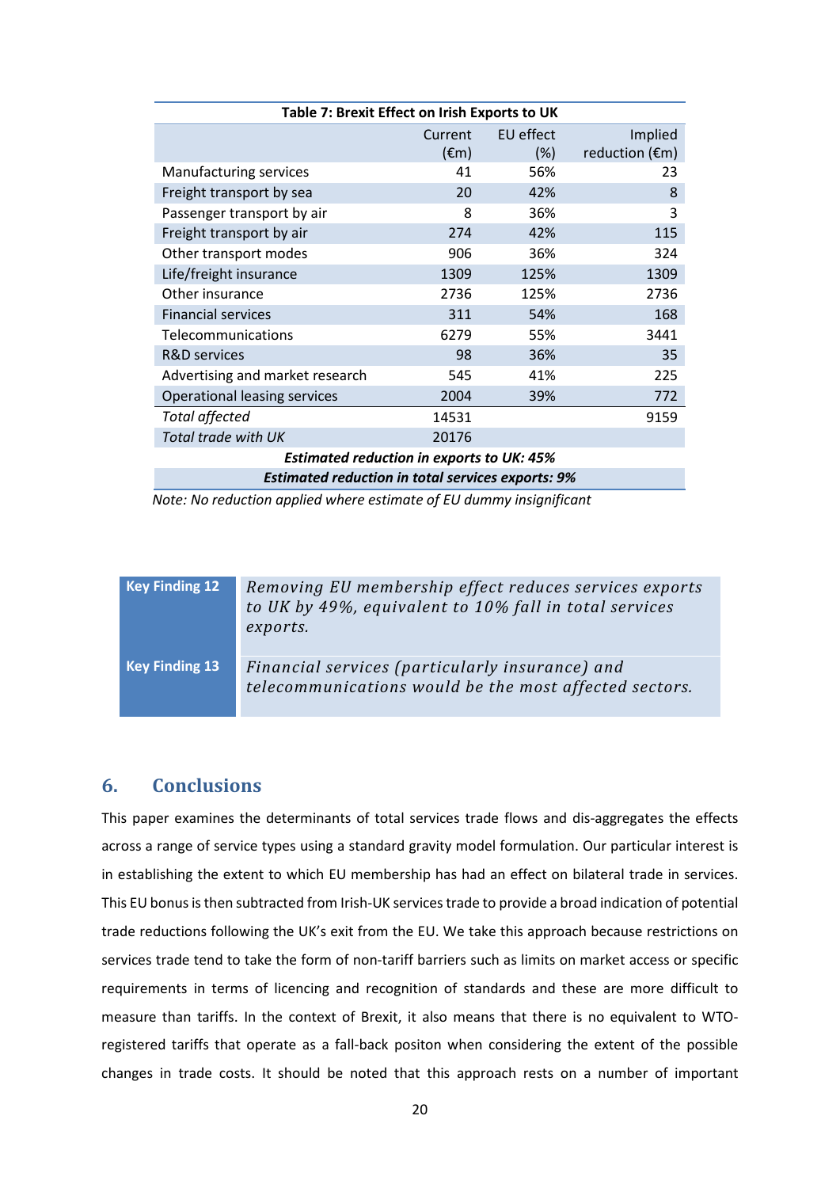**Table 7: Brexit Effect on Irish Exports to UK**

| | Current (€m) | EU effect (%) | Implied reduction (€m) |
|---|---|---|---|
| Manufacturing services | 41 | 56% | 23 |
| Freight transport by sea | 20 | 42% | 8 |
| Passenger transport by air | 8 | 36% | 3 |
| Freight transport by air | 274 | 42% | 115 |
| Other transport modes | 906 | 36% | 324 |
| Life/freight insurance | 1309 | 125% | 1309 |
| Other insurance | 2736 | 125% | 2736 |
| Financial services | 311 | 54% | 168 |
| Telecommunications | 6279 | 55% | 3441 |
| R&D services | 98 | 36% | 35 |
| Advertising and market research | 545 | 41% | 225 |
| Operational leasing services | 2004 | 39% | 772 |
| *Total affected* | 14531 | | 9159 |
| *Total trade with UK* | 20176 | | |
| ***Estimated reduction in exports to UK: 45%*** | | | |
| ***Estimated reduction in total services exports: 9%*** | | | |

*Note: No reduction applied where estimate of EU dummy insignificant*

| | |
|---|---|
| **Key Finding 12** | *Removing EU membership effect reduces services exports to UK by 49%, equivalent to 10% fall in total services exports.* |
| **Key Finding 13** | *Financial services (particularly insurance) and telecommunications would be the most affected sectors.* |

## 6. Conclusions

This paper examines the determinants of total services trade flows and dis-aggregates the effects across a range of service types using a standard gravity model formulation. Our particular interest is in establishing the extent to which EU membership has had an effect on bilateral trade in services. This EU bonus is then subtracted from Irish-UK services trade to provide a broad indication of potential trade reductions following the UK's exit from the EU. We take this approach because restrictions on services trade tend to take the form of non-tariff barriers such as limits on market access or specific requirements in terms of licencing and recognition of standards and these are more difficult to measure than tariffs. In the context of Brexit, it also means that there is no equivalent to WTO-registered tariffs that operate as a fall-back positon when considering the extent of the possible changes in trade costs. It should be noted that this approach rests on a number of important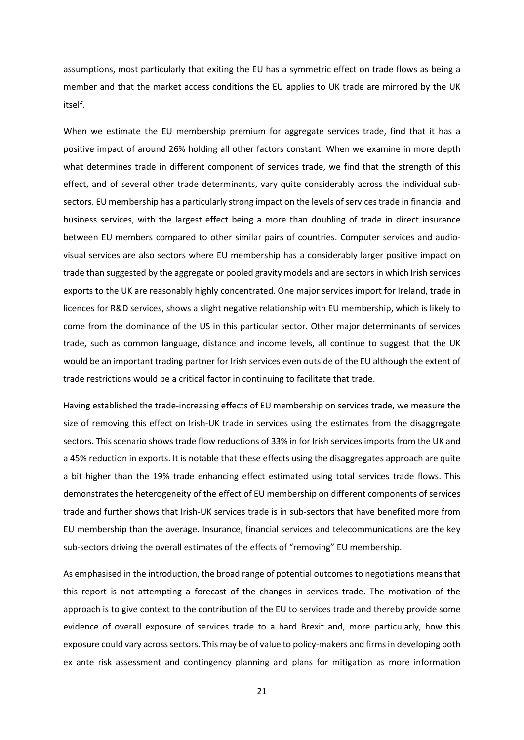assumptions, most particularly that exiting the EU has a symmetric effect on trade flows as being a member and that the market access conditions the EU applies to UK trade are mirrored by the UK itself.

When we estimate the EU membership premium for aggregate services trade, find that it has a positive impact of around 26% holding all other factors constant. When we examine in more depth what determines trade in different component of services trade, we find that the strength of this effect, and of several other trade determinants, vary quite considerably across the individual sub-sectors. EU membership has a particularly strong impact on the levels of services trade in financial and business services, with the largest effect being a more than doubling of trade in direct insurance between EU members compared to other similar pairs of countries. Computer services and audio-visual services are also sectors where EU membership has a considerably larger positive impact on trade than suggested by the aggregate or pooled gravity models and are sectors in which Irish services exports to the UK are reasonably highly concentrated. One major services import for Ireland, trade in licences for R&D services, shows a slight negative relationship with EU membership, which is likely to come from the dominance of the US in this particular sector. Other major determinants of services trade, such as common language, distance and income levels, all continue to suggest that the UK would be an important trading partner for Irish services even outside of the EU although the extent of trade restrictions would be a critical factor in continuing to facilitate that trade.

Having established the trade-increasing effects of EU membership on services trade, we measure the size of removing this effect on Irish-UK trade in services using the estimates from the disaggregate sectors. This scenario shows trade flow reductions of 33% in for Irish services imports from the UK and a 45% reduction in exports. It is notable that these effects using the disaggregates approach are quite a bit higher than the 19% trade enhancing effect estimated using total services trade flows. This demonstrates the heterogeneity of the effect of EU membership on different components of services trade and further shows that Irish-UK services trade is in sub-sectors that have benefited more from EU membership than the average. Insurance, financial services and telecommunications are the key sub-sectors driving the overall estimates of the effects of "removing" EU membership.

As emphasised in the introduction, the broad range of potential outcomes to negotiations means that this report is not attempting a forecast of the changes in services trade. The motivation of the approach is to give context to the contribution of the EU to services trade and thereby provide some evidence of overall exposure of services trade to a hard Brexit and, more particularly, how this exposure could vary across sectors. This may be of value to policy-makers and firms in developing both ex ante risk assessment and contingency planning and plans for mitigation as more information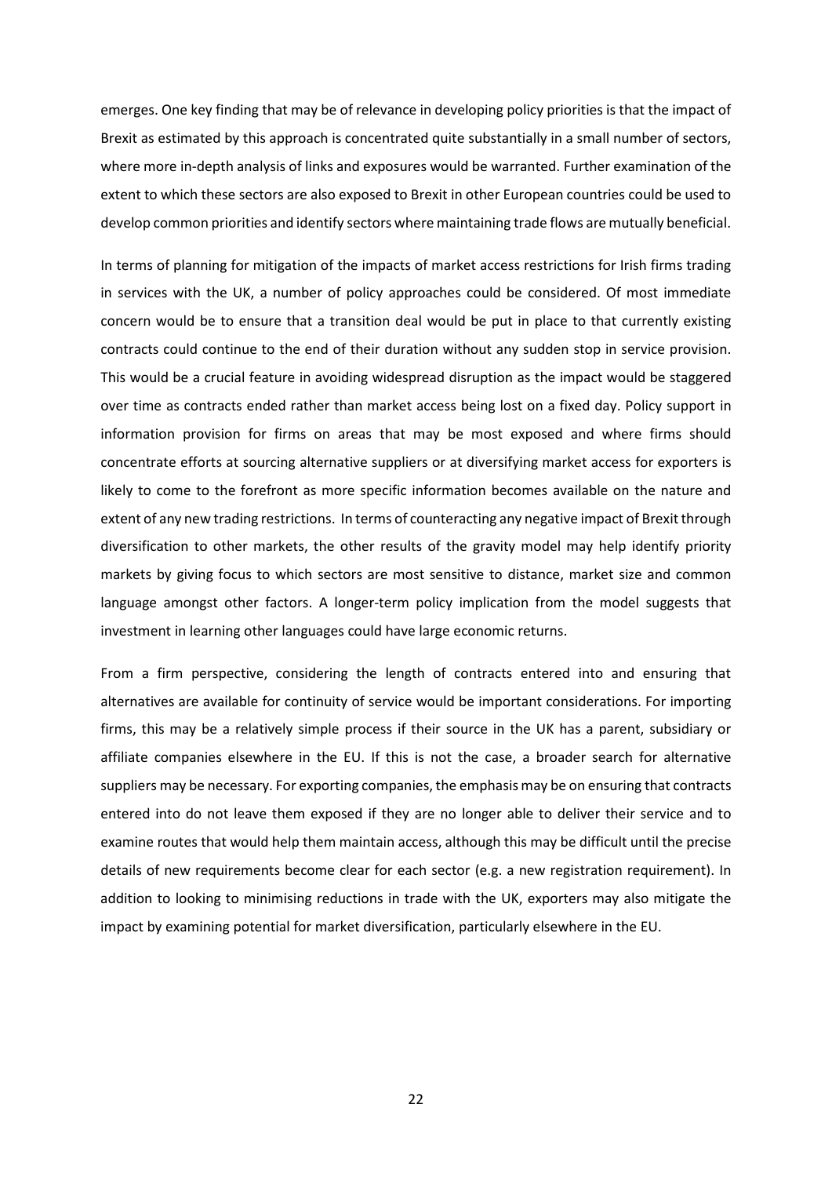emerges. One key finding that may be of relevance in developing policy priorities is that the impact of Brexit as estimated by this approach is concentrated quite substantially in a small number of sectors, where more in-depth analysis of links and exposures would be warranted. Further examination of the extent to which these sectors are also exposed to Brexit in other European countries could be used to develop common priorities and identify sectors where maintaining trade flows are mutually beneficial.

In terms of planning for mitigation of the impacts of market access restrictions for Irish firms trading in services with the UK, a number of policy approaches could be considered. Of most immediate concern would be to ensure that a transition deal would be put in place to that currently existing contracts could continue to the end of their duration without any sudden stop in service provision. This would be a crucial feature in avoiding widespread disruption as the impact would be staggered over time as contracts ended rather than market access being lost on a fixed day. Policy support in information provision for firms on areas that may be most exposed and where firms should concentrate efforts at sourcing alternative suppliers or at diversifying market access for exporters is likely to come to the forefront as more specific information becomes available on the nature and extent of any new trading restrictions. In terms of counteracting any negative impact of Brexit through diversification to other markets, the other results of the gravity model may help identify priority markets by giving focus to which sectors are most sensitive to distance, market size and common language amongst other factors. A longer-term policy implication from the model suggests that investment in learning other languages could have large economic returns.

From a firm perspective, considering the length of contracts entered into and ensuring that alternatives are available for continuity of service would be important considerations. For importing firms, this may be a relatively simple process if their source in the UK has a parent, subsidiary or affiliate companies elsewhere in the EU. If this is not the case, a broader search for alternative suppliers may be necessary. For exporting companies, the emphasis may be on ensuring that contracts entered into do not leave them exposed if they are no longer able to deliver their service and to examine routes that would help them maintain access, although this may be difficult until the precise details of new requirements become clear for each sector (e.g. a new registration requirement). In addition to looking to minimising reductions in trade with the UK, exporters may also mitigate the impact by examining potential for market diversification, particularly elsewhere in the EU.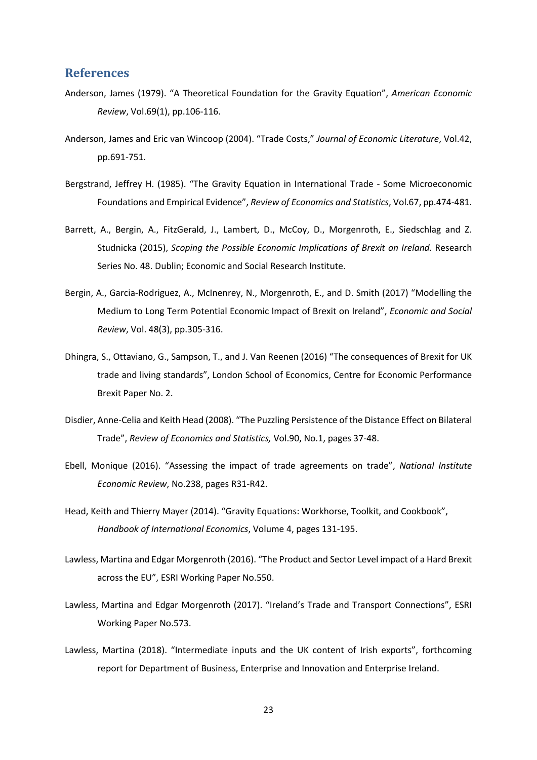## References

Anderson, James (1979). "A Theoretical Foundation for the Gravity Equation", *American Economic Review*, Vol.69(1), pp.106-116.

Anderson, James and Eric van Wincoop (2004). "Trade Costs," *Journal of Economic Literature*, Vol.42, pp.691-751.

Bergstrand, Jeffrey H. (1985). "The Gravity Equation in International Trade - Some Microeconomic Foundations and Empirical Evidence", *Review of Economics and Statistics*, Vol.67, pp.474-481.

Barrett, A., Bergin, A., FitzGerald, J., Lambert, D., McCoy, D., Morgenroth, E., Siedschlag and Z. Studnicka (2015), *Scoping the Possible Economic Implications of Brexit on Ireland.* Research Series No. 48. Dublin; Economic and Social Research Institute.

Bergin, A., Garcia-Rodriguez, A., McInenrey, N., Morgenroth, E., and D. Smith (2017) "Modelling the Medium to Long Term Potential Economic Impact of Brexit on Ireland", *Economic and Social Review*, Vol. 48(3), pp.305-316.

Dhingra, S., Ottaviano, G., Sampson, T., and J. Van Reenen (2016) "The consequences of Brexit for UK trade and living standards", London School of Economics, Centre for Economic Performance Brexit Paper No. 2.

Disdier, Anne-Celia and Keith Head (2008). "The Puzzling Persistence of the Distance Effect on Bilateral Trade", *Review of Economics and Statistics,* Vol.90, No.1, pages 37-48.

Ebell, Monique (2016). "Assessing the impact of trade agreements on trade", *National Institute Economic Review*, No.238, pages R31-R42.

Head, Keith and Thierry Mayer (2014). "Gravity Equations: Workhorse, Toolkit, and Cookbook", *Handbook of International Economics*, Volume 4, pages 131-195.

Lawless, Martina and Edgar Morgenroth (2016). "The Product and Sector Level impact of a Hard Brexit across the EU", ESRI Working Paper No.550.

Lawless, Martina and Edgar Morgenroth (2017). "Ireland's Trade and Transport Connections", ESRI Working Paper No.573.

Lawless, Martina (2018). "Intermediate inputs and the UK content of Irish exports", forthcoming report for Department of Business, Enterprise and Innovation and Enterprise Ireland.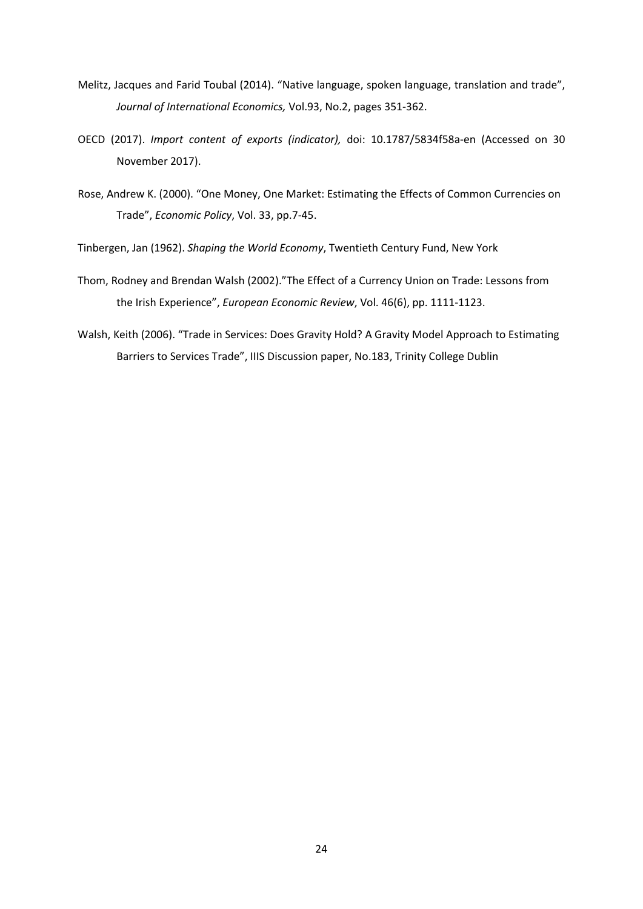Melitz, Jacques and Farid Toubal (2014). “Native language, spoken language, translation and trade”, *Journal of International Economics,* Vol.93, No.2, pages 351-362.

OECD (2017). *Import content of exports (indicator),* doi: 10.1787/5834f58a-en (Accessed on 30 November 2017).

Rose, Andrew K. (2000). “One Money, One Market: Estimating the Effects of Common Currencies on Trade”, *Economic Policy*, Vol. 33, pp.7-45.

Tinbergen, Jan (1962). *Shaping the World Economy*, Twentieth Century Fund, New York

Thom, Rodney and Brendan Walsh (2002).”The Effect of a Currency Union on Trade: Lessons from the Irish Experience”, *European Economic Review*, Vol. 46(6), pp. 1111-1123.

Walsh, Keith (2006). “Trade in Services: Does Gravity Hold? A Gravity Model Approach to Estimating Barriers to Services Trade”, IIIS Discussion paper, No.183, Trinity College Dublin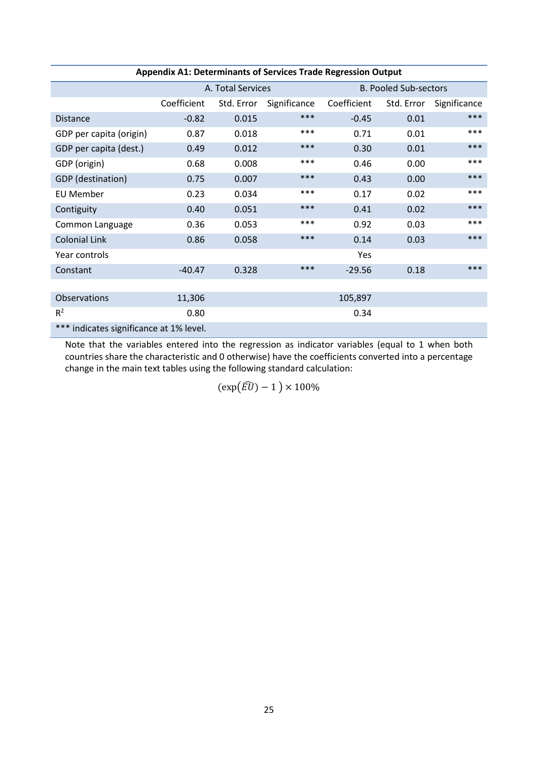**Appendix A1: Determinants of Services Trade Regression Output**

| | A. Total Services | | | B. Pooled Sub-sectors | | |
|---|---|---|---|---|---|---|
| | Coefficient | Std. Error | Significance | Coefficient | Std. Error | Significance |
| Distance | -0.82 | 0.015 | *** | -0.45 | 0.01 | *** |
| GDP per capita (origin) | 0.87 | 0.018 | *** | 0.71 | 0.01 | *** |
| GDP per capita (dest.) | 0.49 | 0.012 | *** | 0.30 | 0.01 | *** |
| GDP (origin) | 0.68 | 0.008 | *** | 0.46 | 0.00 | *** |
| GDP (destination) | 0.75 | 0.007 | *** | 0.43 | 0.00 | *** |
| EU Member | 0.23 | 0.034 | *** | 0.17 | 0.02 | *** |
| Contiguity | 0.40 | 0.051 | *** | 0.41 | 0.02 | *** |
| Common Language | 0.36 | 0.053 | *** | 0.92 | 0.03 | *** |
| Colonial Link | 0.86 | 0.058 | *** | 0.14 | 0.03 | *** |
| Year controls | | | | Yes | | |
| Constant | -40.47 | 0.328 | *** | -29.56 | 0.18 | *** |
| | | | | | | |
| Observations | 11,306 | | | 105,897 | | |
| $R^2$ | 0.80 | | | 0.34 | | |

*** indicates significance at 1% level.

Note that the variables entered into the regression as indicator variables (equal to 1 when both countries share the characteristic and 0 otherwise) have the coefficients converted into a percentage change in the main text tables using the following standard calculation:

$$(\exp(\widehat{EU}) - 1) \times 100\%$$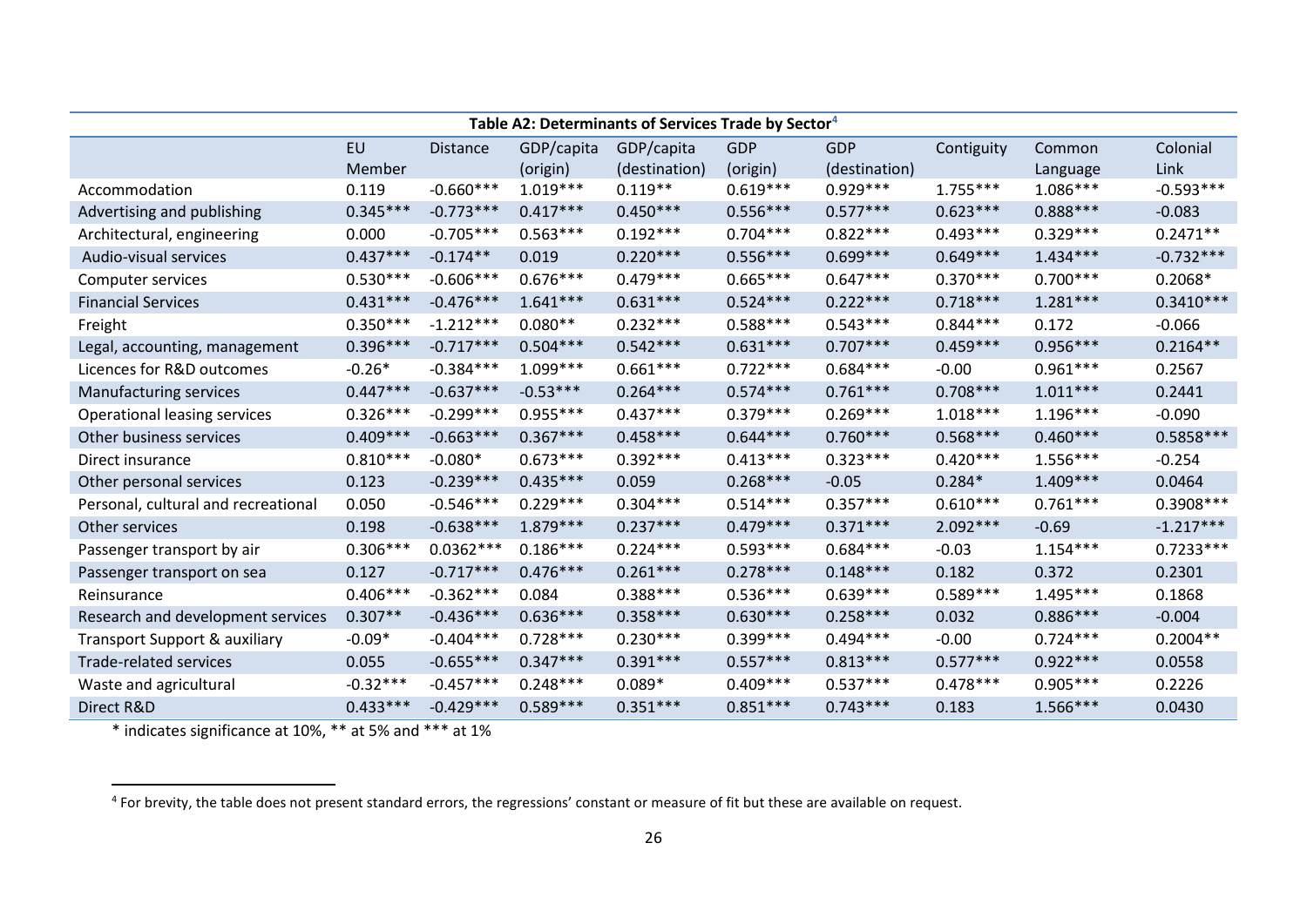| Table A2: Determinants of Services Trade by Sector[4] | | | | | | | | | |
|---|---|---|---|---|---|---|---|---|---|
| | EU Member | Distance | GDP/capita (origin) | GDP/capita (destination) | GDP (origin) | GDP (destination) | Contiguity | Common Language | Colonial Link |
| Accommodation | 0.119 | -0.660*** | 1.019*** | 0.119** | 0.619*** | 0.929*** | 1.755*** | 1.086*** | -0.593*** |
| Advertising and publishing | 0.345*** | -0.773*** | 0.417*** | 0.450*** | 0.556*** | 0.577*** | 0.623*** | 0.888*** | -0.083 |
| Architectural, engineering | 0.000 | -0.705*** | 0.563*** | 0.192*** | 0.704*** | 0.822*** | 0.493*** | 0.329*** | 0.2471** |
| Audio-visual services | 0.437*** | -0.174** | 0.019 | 0.220*** | 0.556*** | 0.699*** | 0.649*** | 1.434*** | -0.732*** |
| Computer services | 0.530*** | -0.606*** | 0.676*** | 0.479*** | 0.665*** | 0.647*** | 0.370*** | 0.700*** | 0.2068* |
| Financial Services | 0.431*** | -0.476*** | 1.641*** | 0.631*** | 0.524*** | 0.222*** | 0.718*** | 1.281*** | 0.3410*** |
| Freight | 0.350*** | -1.212*** | 0.080** | 0.232*** | 0.588*** | 0.543*** | 0.844*** | 0.172 | -0.066 |
| Legal, accounting, management | 0.396*** | -0.717*** | 0.504*** | 0.542*** | 0.631*** | 0.707*** | 0.459*** | 0.956*** | 0.2164** |
| Licences for R&D outcomes | -0.26* | -0.384*** | 1.099*** | 0.661*** | 0.722*** | 0.684*** | -0.00 | 0.961*** | 0.2567 |
| Manufacturing services | 0.447*** | -0.637*** | -0.53*** | 0.264*** | 0.574*** | 0.761*** | 0.708*** | 1.011*** | 0.2441 |
| Operational leasing services | 0.326*** | -0.299*** | 0.955*** | 0.437*** | 0.379*** | 0.269*** | 1.018*** | 1.196*** | -0.090 |
| Other business services | 0.409*** | -0.663*** | 0.367*** | 0.458*** | 0.644*** | 0.760*** | 0.568*** | 0.460*** | 0.5858*** |
| Direct insurance | 0.810*** | -0.080* | 0.673*** | 0.392*** | 0.413*** | 0.323*** | 0.420*** | 1.556*** | -0.254 |
| Other personal services | 0.123 | -0.239*** | 0.435*** | 0.059 | 0.268*** | -0.05 | 0.284* | 1.409*** | 0.0464 |
| Personal, cultural and recreational | 0.050 | -0.546*** | 0.229*** | 0.304*** | 0.514*** | 0.357*** | 0.610*** | 0.761*** | 0.3908*** |
| Other services | 0.198 | -0.638*** | 1.879*** | 0.237*** | 0.479*** | 0.371*** | 2.092*** | -0.69 | -1.217*** |
| Passenger transport by air | 0.306*** | 0.0362*** | 0.186*** | 0.224*** | 0.593*** | 0.684*** | -0.03 | 1.154*** | 0.7233*** |
| Passenger transport on sea | 0.127 | -0.717*** | 0.476*** | 0.261*** | 0.278*** | 0.148*** | 0.182 | 0.372 | 0.2301 |
| Reinsurance | 0.406*** | -0.362*** | 0.084 | 0.388*** | 0.536*** | 0.639*** | 0.589*** | 1.495*** | 0.1868 |
| Research and development services | 0.307** | -0.436*** | 0.636*** | 0.358*** | 0.630*** | 0.258*** | 0.032 | 0.886*** | -0.004 |
| Transport Support & auxiliary | -0.09* | -0.404*** | 0.728*** | 0.230*** | 0.399*** | 0.494*** | -0.00 | 0.724*** | 0.2004** |
| Trade-related services | 0.055 | -0.655*** | 0.347*** | 0.391*** | 0.557*** | 0.813*** | 0.577*** | 0.922*** | 0.0558 |
| Waste and agricultural | -0.32*** | -0.457*** | 0.248*** | 0.089* | 0.409*** | 0.537*** | 0.478*** | 0.905*** | 0.2226 |
| Direct R&D | 0.433*** | -0.429*** | 0.589*** | 0.351*** | 0.851*** | 0.743*** | 0.183 | 1.566*** | 0.0430 |

* indicates significance at 10%, ** at 5% and *** at 1%

[4] For brevity, the table does not present standard errors, the regressions' constant or measure of fit but these are available on request.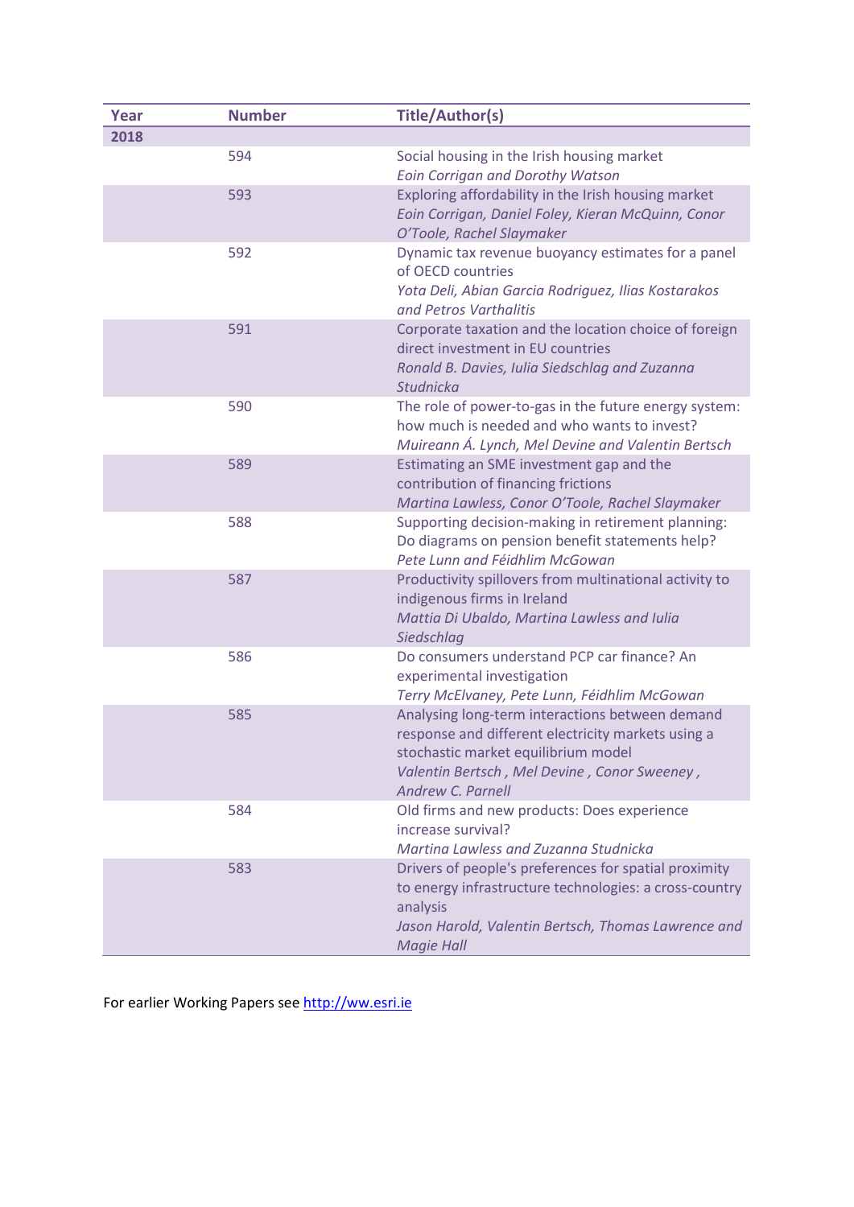| Year | Number | Title/Author(s) |
|---|---|---|
| **2018** | | |
| | 594 | Social housing in the Irish housing market<br>*Eoin Corrigan and Dorothy Watson* |
| | 593 | Exploring affordability in the Irish housing market<br>*Eoin Corrigan, Daniel Foley, Kieran McQuinn, Conor O'Toole, Rachel Slaymaker* |
| | 592 | Dynamic tax revenue buoyancy estimates for a panel of OECD countries<br>*Yota Deli, Abian Garcia Rodriguez, Ilias Kostarakos and Petros Varthalitis* |
| | 591 | Corporate taxation and the location choice of foreign direct investment in EU countries<br>*Ronald B. Davies, Iulia Siedschlag and Zuzanna Studnicka* |
| | 590 | The role of power-to-gas in the future energy system: how much is needed and who wants to invest?<br>*Muireann Á. Lynch, Mel Devine and Valentin Bertsch* |
| | 589 | Estimating an SME investment gap and the contribution of financing frictions<br>*Martina Lawless, Conor O'Toole, Rachel Slaymaker* |
| | 588 | Supporting decision-making in retirement planning: Do diagrams on pension benefit statements help?<br>*Pete Lunn and Féidhlim McGowan* |
| | 587 | Productivity spillovers from multinational activity to indigenous firms in Ireland<br>*Mattia Di Ubaldo, Martina Lawless and Iulia Siedschlag* |
| | 586 | Do consumers understand PCP car finance? An experimental investigation<br>*Terry McElvaney, Pete Lunn, Féidhlim McGowan* |
| | 585 | Analysing long-term interactions between demand response and different electricity markets using a stochastic market equilibrium model<br>*Valentin Bertsch , Mel Devine , Conor Sweeney , Andrew C. Parnell* |
| | 584 | Old firms and new products: Does experience increase survival?<br>*Martina Lawless and Zuzanna Studnicka* |
| | 583 | Drivers of people's preferences for spatial proximity to energy infrastructure technologies: a cross-country analysis<br>*Jason Harold, Valentin Bertsch, Thomas Lawrence and Magie Hall* |

For earlier Working Papers see [http://ww.esri.ie](http://ww.esri.ie)